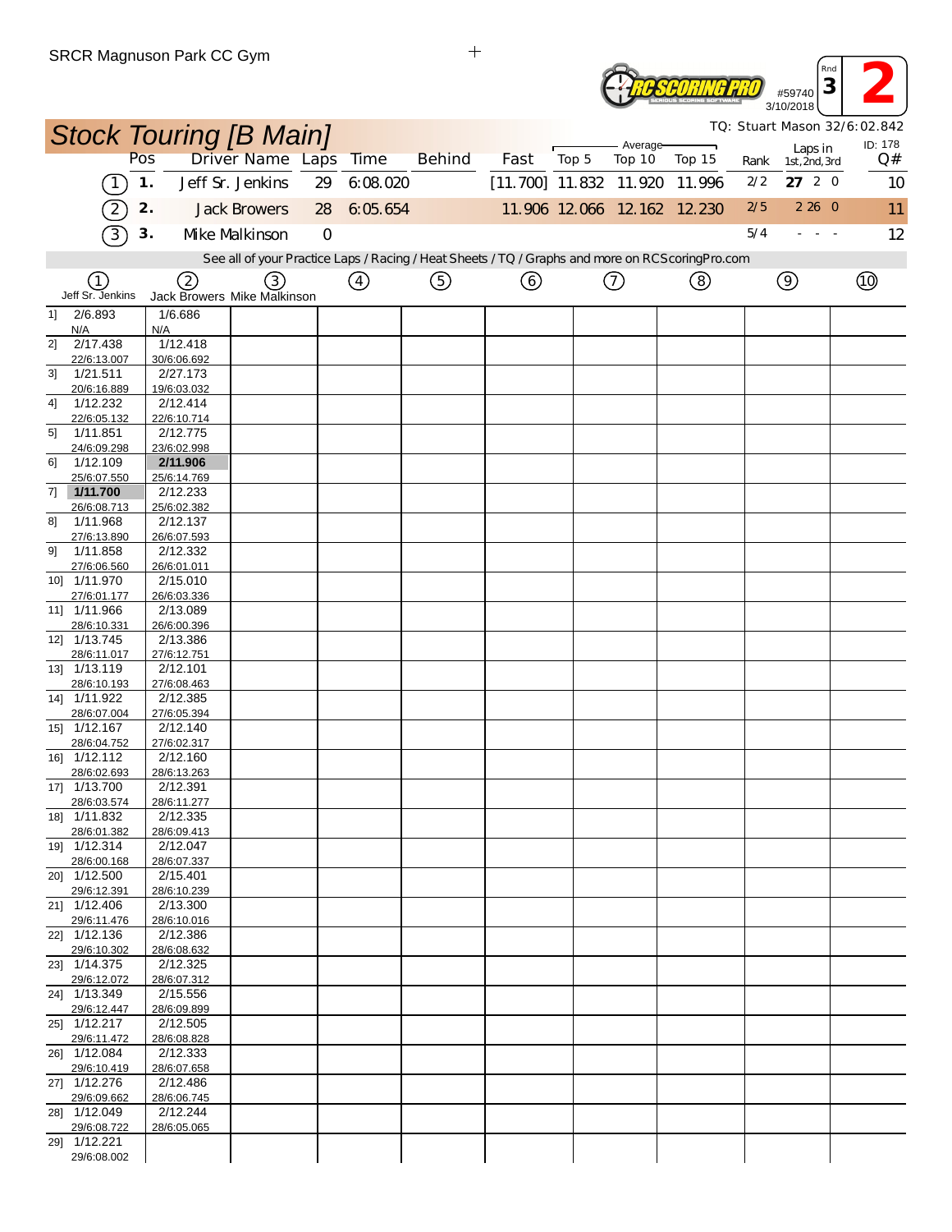SRCR Magnuson Park CC Gym

#59740 3/10/2018 Rnd 3 **2**

## Stock Touring [B Main]

TQ: Stuart Mason 32/6:02.842

| | Pos | Driver Name | Laps | Time | Behind | Fast | Average Top 5 | Average Top 10 | Average Top 15 | Rank | Laps in 1st, 2nd, 3rd | ID: 178 Q# |
|---|---|---|---|---|---|---|---|---|---|---|---|---|
| (1) | 1. | Jeff Sr. Jenkins | 29 | 6:08.020 | | [11.700] | 11.832 | 11.920 | 11.996 | 2/2 | **27** 2 0 | 10 |
| (2) | 2. | Jack Browers | 28 | 6:05.654 | | 11.906 | 12.066 | 12.162 | 12.230 | 2/5 | 2 26 0 | 11 |
| (3) | 3. | Mike Malkinson | 0 | | | | | | | 5/4 | - - - | 12 |

See all of your Practice Laps / Racing / Heat Sheets / TQ / Graphs and more on RCScoringPro.com

| Lap | (1) Jeff Sr. Jenkins | (2) Jack Browers | (3) Mike Malkinson | (4) | (5) | (6) | (7) | (8) | (9) | (10) |
|---|---|---|---|---|---|---|---|---|---|---|
| 1] | 2/6.893 N/A | 1/6.686 N/A | | | | | | | | |
| 2] | 2/17.438 22/6:13.007 | 1/12.418 30/6:06.692 | | | | | | | | |
| 3] | 1/21.511 20/6:16.889 | 2/27.173 19/6:03.032 | | | | | | | | |
| 4] | 1/12.232 22/6:05.132 | 2/12.414 22/6:10.714 | | | | | | | | |
| 5] | 1/11.851 24/6:09.298 | 2/12.775 23/6:02.998 | | | | | | | | |
| 6] | 1/12.109 25/6:07.550 | **2/11.906** 25/6:14.769 | | | | | | | | |
| 7] | **1/11.700** 26/6:08.713 | 2/12.233 25/6:02.382 | | | | | | | | |
| 8] | 1/11.968 27/6:13.890 | 2/12.137 26/6:07.593 | | | | | | | | |
| 9] | 1/11.858 27/6:06.560 | 2/12.332 26/6:01.011 | | | | | | | | |
| 10] | 1/11.970 27/6:01.177 | 2/15.010 26/6:03.336 | | | | | | | | |
| 11] | 1/11.966 28/6:10.331 | 2/13.089 26/6:00.396 | | | | | | | | |
| 12] | 1/13.745 28/6:11.017 | 2/13.386 27/6:12.751 | | | | | | | | |
| 13] | 1/13.119 28/6:10.193 | 2/12.101 27/6:08.463 | | | | | | | | |
| 14] | 1/11.922 28/6:07.004 | 2/12.385 27/6:05.394 | | | | | | | | |
| 15] | 1/12.167 28/6:04.752 | 2/12.140 27/6:02.317 | | | | | | | | |
| 16] | 1/12.112 28/6:02.693 | 2/12.160 28/6:13.263 | | | | | | | | |
| 17] | 1/13.700 28/6:03.574 | 2/12.391 28/6:11.277 | | | | | | | | |
| 18] | 1/11.832 28/6:01.382 | 2/12.335 28/6:09.413 | | | | | | | | |
| 19] | 1/12.314 28/6:00.168 | 2/12.047 28/6:07.337 | | | | | | | | |
| 20] | 1/12.500 29/6:12.391 | 2/15.401 28/6:10.239 | | | | | | | | |
| 21] | 1/12.406 29/6:11.476 | 2/13.300 28/6:10.016 | | | | | | | | |
| 22] | 1/12.136 29/6:10.302 | 2/12.386 28/6:08.632 | | | | | | | | |
| 23] | 1/14.375 29/6:12.072 | 2/12.325 28/6:07.312 | | | | | | | | |
| 24] | 1/13.349 29/6:12.447 | 2/15.556 28/6:09.899 | | | | | | | | |
| 25] | 1/12.217 29/6:11.472 | 2/12.505 28/6:08.828 | | | | | | | | |
| 26] | 1/12.084 29/6:10.419 | 2/12.333 28/6:07.658 | | | | | | | | |
| 27] | 1/12.276 29/6:09.662 | 2/12.486 28/6:06.745 | | | | | | | | |
| 28] | 1/12.049 29/6:08.722 | 2/12.244 28/6:05.065 | | | | | | | | |
| 29] | 1/12.221 29/6:08.002 | | | | | | | | | |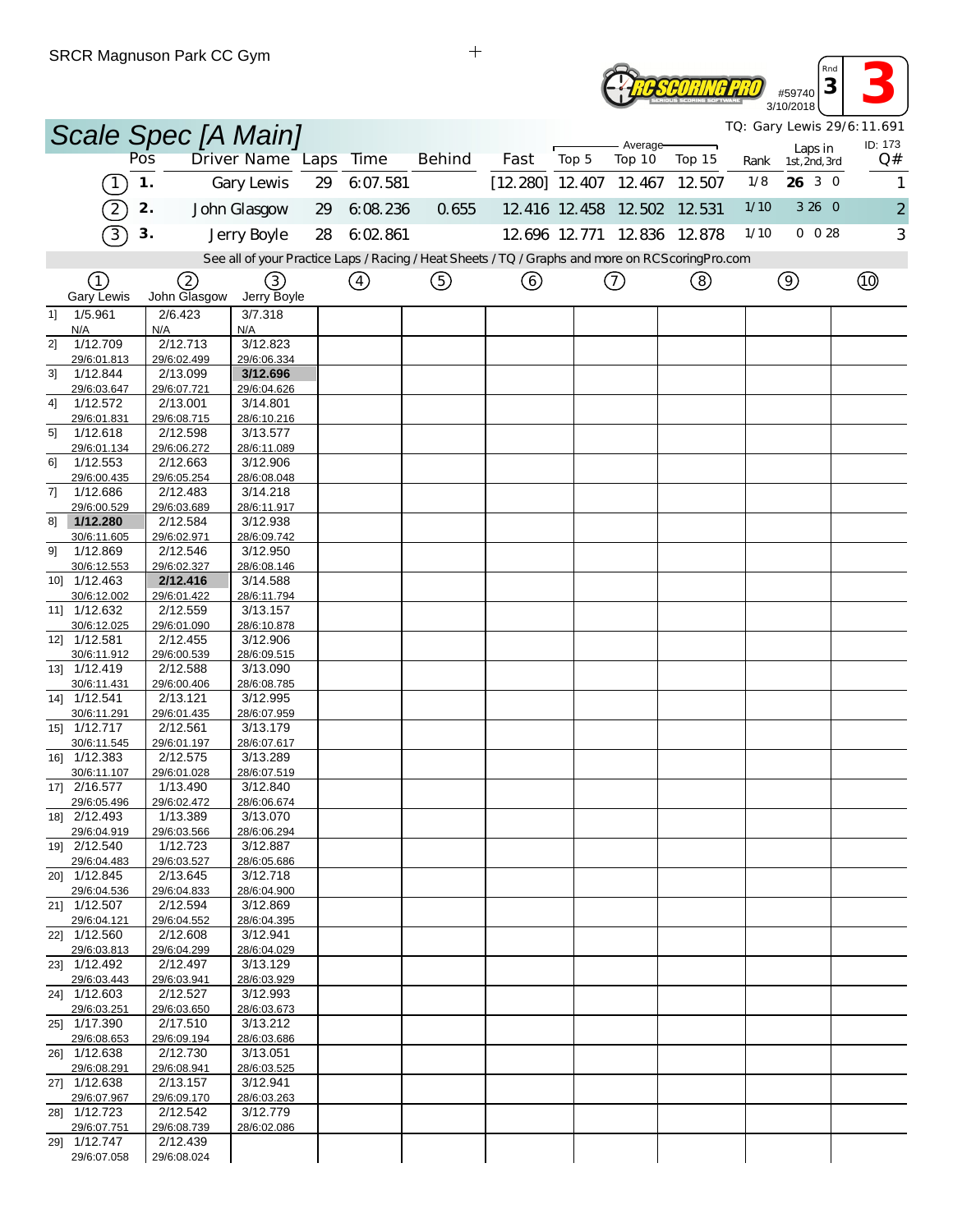SRCR Magnuson Park CC Gym

#59740 3/10/2018 Rnd 3 — 3

# Scale Spec [A Main]

TQ: Gary Lewis 29/6:11.691

ID: 173

| | Pos | Driver Name | Laps | Time | Behind | Fast | Average Top 5 | Average Top 10 | Average Top 15 | Rank | Laps in 1st, 2nd, 3rd | Q# |
|---|---|---|---|---|---|---|---|---|---|---|---|---|
| (1) | 1. | Gary Lewis | 29 | 6:07.581 | | [12.280] | 12.407 | 12.467 | 12.507 | 1/8 | **26** 3 0 | 1 |
| (2) | 2. | John Glasgow | 29 | 6:08.236 | 0.655 | 12.416 | 12.458 | 12.502 | 12.531 | 1/10 | 3 26 0 | 2 |
| (3) | 3. | Jerry Boyle | 28 | 6:02.861 | | 12.696 | 12.771 | 12.836 | 12.878 | 1/10 | 0 0 28 | 3 |

See all of your Practice Laps / Racing / Heat Sheets / TQ / Graphs and more on RCScoringPro.com

| Lap | (1) Gary Lewis | (2) John Glasgow | (3) Jerry Boyle | (4) | (5) | (6) | (7) | (8) | (9) | (10) |
|---|---|---|---|---|---|---|---|---|---|---|
| 1] | 1/5.961 N/A | 2/6.423 N/A | 3/7.318 N/A | | | | | | | |
| 2] | 1/12.709 29/6:01.813 | 2/12.713 29/6:02.499 | 3/12.823 29/6:06.334 | | | | | | | |
| 3] | 1/12.844 29/6:03.647 | 2/13.099 29/6:07.721 | **3/12.696** 29/6:04.626 | | | | | | | |
| 4] | 1/12.572 29/6:01.831 | 2/13.001 29/6:08.715 | 3/14.801 28/6:10.216 | | | | | | | |
| 5] | 1/12.618 29/6:01.134 | 2/12.598 29/6:06.272 | 3/13.577 28/6:11.089 | | | | | | | |
| 6] | 1/12.553 29/6:00.435 | 2/12.663 29/6:05.254 | 3/12.906 28/6:08.048 | | | | | | | |
| 7] | 1/12.686 29/6:00.529 | 2/12.483 29/6:03.689 | 3/14.218 28/6:11.917 | | | | | | | |
| 8] | **1/12.280** 30/6:11.605 | 2/12.584 29/6:02.971 | 3/12.938 28/6:09.742 | | | | | | | |
| 9] | 1/12.869 30/6:12.553 | 2/12.546 29/6:02.327 | 3/12.950 28/6:08.146 | | | | | | | |
| 10] | 1/12.463 30/6:12.002 | **2/12.416** 29/6:01.422 | 3/14.588 28/6:11.794 | | | | | | | |
| 11] | 1/12.632 30/6:12.025 | 2/12.559 29/6:01.090 | 3/13.157 28/6:10.878 | | | | | | | |
| 12] | 1/12.581 30/6:11.912 | 2/12.455 29/6:00.539 | 3/12.906 28/6:09.515 | | | | | | | |
| 13] | 1/12.419 30/6:11.431 | 2/12.588 29/6:00.406 | 3/13.090 28/6:08.785 | | | | | | | |
| 14] | 1/12.541 30/6:11.291 | 2/13.121 29/6:01.435 | 3/12.995 28/6:07.959 | | | | | | | |
| 15] | 1/12.717 30/6:11.545 | 2/12.561 29/6:01.197 | 3/13.179 28/6:07.617 | | | | | | | |
| 16] | 1/12.383 30/6:11.107 | 2/12.575 29/6:01.028 | 3/13.289 28/6:07.519 | | | | | | | |
| 17] | 2/16.577 29/6:05.496 | 1/13.490 29/6:02.472 | 3/12.840 28/6:06.674 | | | | | | | |
| 18] | 2/12.493 29/6:04.919 | 1/13.389 29/6:03.566 | 3/13.070 28/6:06.294 | | | | | | | |
| 19] | 2/12.540 29/6:04.483 | 1/12.723 29/6:03.527 | 3/12.887 28/6:05.686 | | | | | | | |
| 20] | 1/12.845 29/6:04.536 | 2/13.645 29/6:04.833 | 3/12.718 28/6:04.900 | | | | | | | |
| 21] | 1/12.507 29/6:04.121 | 2/12.594 29/6:04.552 | 3/12.869 28/6:04.395 | | | | | | | |
| 22] | 1/12.560 29/6:03.813 | 2/12.608 29/6:04.299 | 3/12.941 28/6:04.029 | | | | | | | |
| 23] | 1/12.492 29/6:03.443 | 2/12.497 29/6:03.941 | 3/13.129 28/6:03.929 | | | | | | | |
| 24] | 1/12.603 29/6:03.251 | 2/12.527 29/6:03.650 | 3/12.993 28/6:03.673 | | | | | | | |
| 25] | 1/17.390 29/6:08.653 | 2/17.510 29/6:09.194 | 3/13.212 28/6:03.686 | | | | | | | |
| 26] | 1/12.638 29/6:08.291 | 2/12.730 29/6:08.941 | 3/13.051 28/6:03.525 | | | | | | | |
| 27] | 1/12.638 29/6:07.967 | 2/13.157 29/6:09.170 | 3/12.941 28/6:03.263 | | | | | | | |
| 28] | 1/12.723 29/6:07.751 | 2/12.542 29/6:08.739 | 3/12.779 28/6:02.086 | | | | | | | |
| 29] | 1/12.747 29/6:07.058 | 2/12.439 29/6:08.024 | | | | | | | | |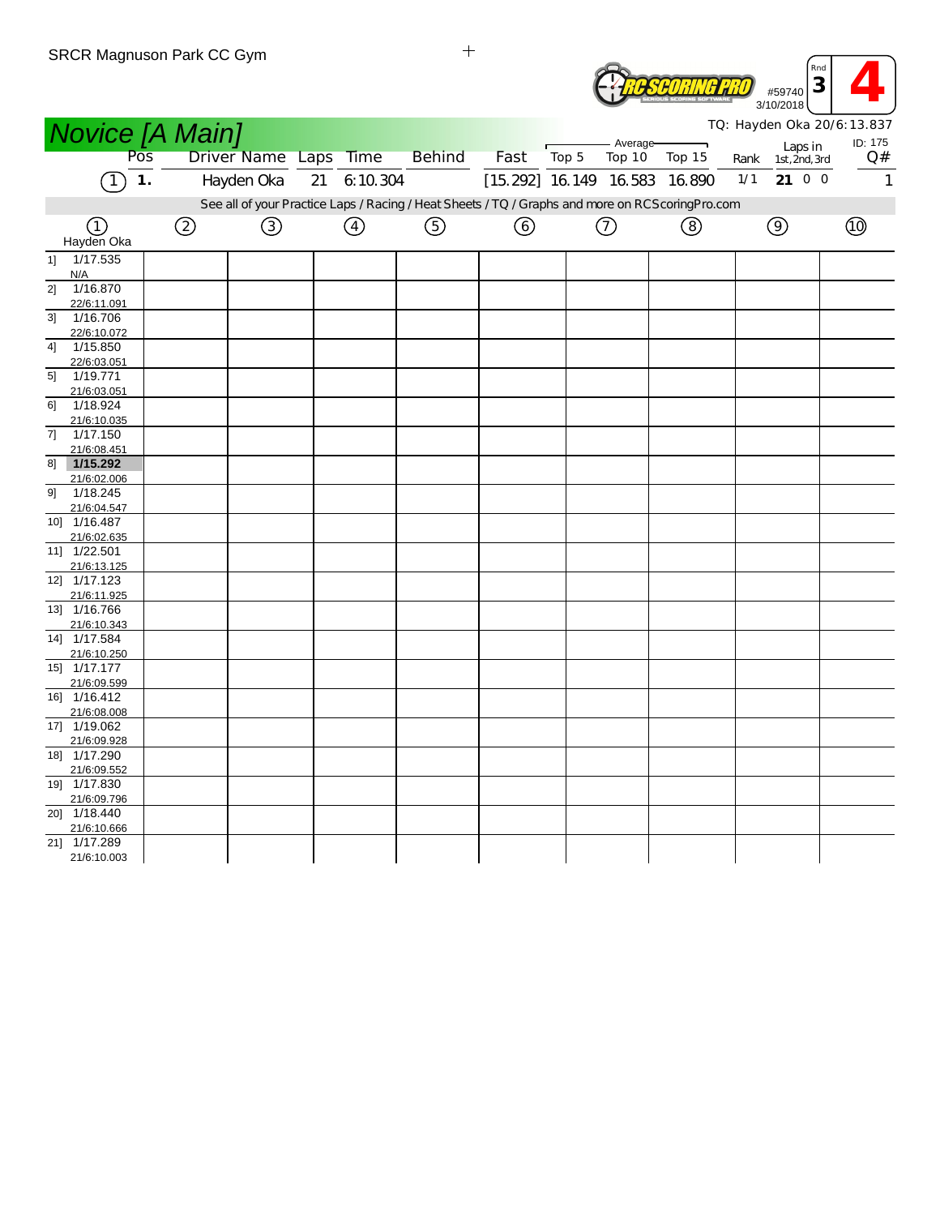SRCR Magnuson Park CC Gym

#59740 3/10/2018 Rnd 3 **4**

## Novice [A Main]

TQ: Hayden Oka 20/6:13.837

| Pos | Driver Name | Laps | Time | Behind | Fast | Average Top 5 | Average Top 10 | Average Top 15 | Rank | Laps in 1st, 2nd, 3rd | ID: 175 Q# |
|---|---|---|---|---|---|---|---|---|---|---|---|
| (1) 1. | Hayden Oka | 21 | 6:10.304 | | [15.292] | 16.149 | 16.583 | 16.890 | 1/1 | **21** 0 0 | 1 |

See all of your Practice Laps / Racing / Heat Sheets / TQ / Graphs and more on RCScoringPro.com

| | (1) Hayden Oka | (2) | (3) | (4) | (5) | (6) | (7) | (8) | (9) | (10) |
|---|---|---|---|---|---|---|---|---|---|---|
| 1] | 1/17.535 N/A | | | | | | | | | |
| 2] | 1/16.870 22/6:11.091 | | | | | | | | | |
| 3] | 1/16.706 22/6:10.072 | | | | | | | | | |
| 4] | 1/15.850 22/6:03.051 | | | | | | | | | |
| 5] | 1/19.771 21/6:03.051 | | | | | | | | | |
| 6] | 1/18.924 21/6:10.035 | | | | | | | | | |
| 7] | 1/17.150 21/6:08.451 | | | | | | | | | |
| 8] | **1/15.292** 21/6:02.006 | | | | | | | | | |
| 9] | 1/18.245 21/6:04.547 | | | | | | | | | |
| 10] | 1/16.487 21/6:02.635 | | | | | | | | | |
| 11] | 1/22.501 21/6:13.125 | | | | | | | | | |
| 12] | 1/17.123 21/6:11.925 | | | | | | | | | |
| 13] | 1/16.766 21/6:10.343 | | | | | | | | | |
| 14] | 1/17.584 21/6:10.250 | | | | | | | | | |
| 15] | 1/17.177 21/6:09.599 | | | | | | | | | |
| 16] | 1/16.412 21/6:08.008 | | | | | | | | | |
| 17] | 1/19.062 21/6:09.928 | | | | | | | | | |
| 18] | 1/17.290 21/6:09.552 | | | | | | | | | |
| 19] | 1/17.830 21/6:09.796 | | | | | | | | | |
| 20] | 1/18.440 21/6:10.666 | | | | | | | | | |
| 21] | 1/17.289 21/6:10.003 | | | | | | | | | |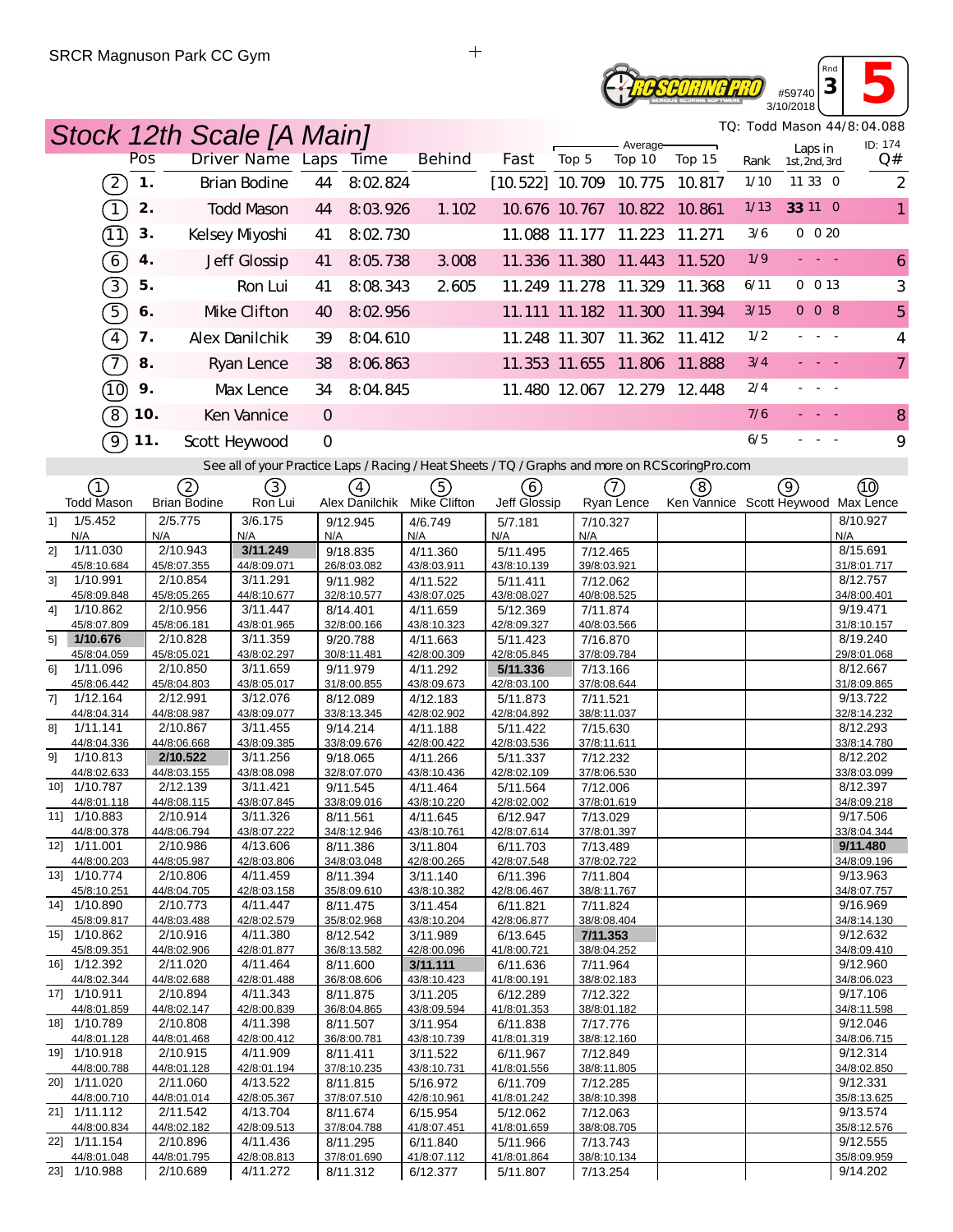SRCR Magnuson Park CC Gym

#59740 3/10/2018 Rnd 3 **5**

## Stock 12th Scale [A Main]

TQ: Todd Mason 44/8:04.088

ID: 174

| | Pos | Driver Name | Laps | Time | Behind | Fast | Average Top 5 | Average Top 10 | Average Top 15 | Rank | Laps in 1st, 2nd, 3rd | Q# |
|---|---|---|---|---|---|---|---|---|---|---|---|---|
| (2) | 1. | Brian Bodine | 44 | 8:02.824 | | [10.522] | 10.709 | 10.775 | 10.817 | 1/10 | 11 33 0 | 2 |
| (1) | 2. | Todd Mason | 44 | 8:03.926 | 1.102 | 10.676 | 10.767 | 10.822 | 10.861 | 1/13 | **33** 11 0 | 1 |
| (11) | 3. | Kelsey Miyoshi | 41 | 8:02.730 | | 11.088 | 11.177 | 11.223 | 11.271 | 3/6 | 0 0 20 | |
| (6) | 4. | Jeff Glossip | 41 | 8:05.738 | 3.008 | 11.336 | 11.380 | 11.443 | 11.520 | 1/9 | - - - | 6 |
| (3) | 5. | Ron Lui | 41 | 8:08.343 | 2.605 | 11.249 | 11.278 | 11.329 | 11.368 | 6/11 | 0 0 13 | 3 |
| (5) | 6. | Mike Clifton | 40 | 8:02.956 | | 11.111 | 11.182 | 11.300 | 11.394 | 3/15 | 0 0 8 | 5 |
| (4) | 7. | Alex Danilchik | 39 | 8:04.610 | | 11.248 | 11.307 | 11.362 | 11.412 | 1/2 | - - - | 4 |
| (7) | 8. | Ryan Lence | 38 | 8:06.863 | | 11.353 | 11.655 | 11.806 | 11.888 | 3/4 | - - - | 7 |
| (10) | 9. | Max Lence | 34 | 8:04.845 | | 11.480 | 12.067 | 12.279 | 12.448 | 2/4 | - - - | |
| (8) | 10. | Ken Vannice | 0 | | | | | | | 7/6 | - - - | 8 |
| (9) | 11. | Scott Heywood | 0 | | | | | | | 6/5 | - - - | 9 |

See all of your Practice Laps / Racing / Heat Sheets / TQ / Graphs and more on RCScoringPro.com

| | (1) Todd Mason | (2) Brian Bodine | (3) Ron Lui | (4) Alex Danilchik | (5) Mike Clifton | (6) Jeff Glossip | (7) Ryan Lence | (8) Ken Vannice | (9) Scott Heywood | (10) Max Lence |
|---|---|---|---|---|---|---|---|---|---|---|
| 1] | 1/5.452 N/A | 2/5.775 N/A | 3/6.175 N/A | 9/12.945 N/A | 4/6.749 N/A | 5/7.181 N/A | 7/10.327 N/A | | | 8/10.927 N/A |
| 2] | 1/11.030 45/8:10.684 | 2/10.943 45/8:07.355 | **3/11.249** 44/8:09.071 | 9/18.835 26/8:03.082 | 4/11.360 43/8:03.911 | 5/11.495 43/8:10.139 | 7/12.465 39/8:03.921 | | | 8/15.691 31/8:01.717 |
| 3] | 1/10.991 45/8:09.848 | 2/10.854 45/8:05.265 | 3/11.291 44/8:10.677 | 9/11.982 32/8:10.577 | 4/11.522 43/8:07.025 | 5/11.411 43/8:08.027 | 7/12.062 40/8:08.525 | | | 8/12.757 34/8:00.401 |
| 4] | 1/10.862 45/8:07.809 | 2/10.956 45/8:06.181 | 3/11.447 43/8:01.965 | 8/14.401 32/8:00.166 | 4/11.659 43/8:10.323 | 5/12.369 42/8:09.327 | 7/11.874 40/8:03.566 | | | 9/19.471 31/8:10.157 |
| 5] | **1/10.676** 45/8:04.059 | 2/10.828 45/8:05.021 | 3/11.359 43/8:02.297 | 9/20.788 30/8:11.481 | 4/11.663 42/8:00.309 | 5/11.423 42/8:05.845 | 7/16.870 37/8:09.784 | | | 8/19.240 29/8:01.068 |
| 6] | 1/11.096 45/8:06.442 | 2/10.850 45/8:04.803 | 3/11.659 43/8:05.017 | 9/11.979 31/8:00.855 | 4/11.292 43/8:09.673 | **5/11.336** 42/8:03.100 | 7/13.166 37/8:08.644 | | | 8/12.667 31/8:09.865 |
| 7] | 1/12.164 44/8:04.314 | 2/12.991 44/8:08.987 | 3/12.076 43/8:09.077 | 8/12.089 33/8:13.345 | 4/12.183 42/8:02.902 | 5/11.873 42/8:04.892 | 7/11.521 38/8:11.037 | | | 9/13.722 32/8:14.232 |
| 8] | 1/11.141 44/8:04.336 | 2/10.867 44/8:06.668 | 3/11.455 43/8:09.385 | 9/14.214 33/8:09.676 | 4/11.188 42/8:00.422 | 5/11.422 42/8:03.536 | 7/15.630 37/8:11.611 | | | 8/12.293 33/8:14.780 |
| 9] | 1/10.813 44/8:02.633 | **2/10.522** 44/8:03.155 | 3/11.256 43/8:08.098 | 9/18.065 32/8:07.070 | 4/11.266 43/8:10.436 | 5/11.337 42/8:02.109 | 7/12.232 37/8:06.530 | | | 8/12.202 33/8:03.099 |
| 10] | 1/10.787 44/8:01.118 | 2/12.139 44/8:08.115 | 3/11.421 43/8:07.845 | 9/11.545 33/8:09.016 | 4/11.464 43/8:10.220 | 5/11.564 42/8:02.002 | 7/12.006 37/8:01.619 | | | 8/12.397 34/8:09.218 |
| 11] | 1/10.883 44/8:00.378 | 2/10.914 44/8:06.794 | 3/11.326 43/8:07.222 | 8/11.561 34/8:12.946 | 4/11.645 43/8:10.761 | 6/12.947 42/8:07.614 | 7/13.029 37/8:01.397 | | | 9/17.506 33/8:04.344 |
| 12] | 1/11.001 44/8:00.203 | 2/10.986 44/8:05.987 | 4/13.606 42/8:03.806 | 8/11.386 34/8:03.048 | 3/11.804 42/8:00.265 | 6/11.703 42/8:07.548 | 7/13.489 37/8:02.722 | | | **9/11.480** 34/8:09.196 |
| 13] | 1/10.774 45/8:10.251 | 2/10.806 44/8:04.705 | 4/11.459 42/8:03.158 | 8/11.394 35/8:09.610 | 3/11.140 43/8:10.382 | 6/11.396 42/8:06.467 | 7/11.804 38/8:11.767 | | | 9/13.963 34/8:07.757 |
| 14] | 1/10.890 45/8:09.817 | 2/10.773 44/8:03.488 | 4/11.447 42/8:02.579 | 8/11.475 35/8:02.968 | 3/11.454 43/8:10.204 | 6/11.821 42/8:06.877 | 7/11.824 38/8:08.404 | | | 9/16.969 34/8:14.130 |
| 15] | 1/10.862 45/8:09.351 | 2/10.916 44/8:02.906 | 4/11.380 42/8:01.877 | 8/12.542 36/8:13.582 | 3/11.989 42/8:00.096 | 6/13.645 41/8:00.721 | **7/11.353** 38/8:04.252 | | | 9/12.632 34/8:09.410 |
| 16] | 1/12.392 44/8:02.344 | 2/11.020 44/8:02.688 | 4/11.464 42/8:01.488 | 8/11.600 36/8:08.606 | **3/11.111** 43/8:10.423 | 6/11.636 41/8:00.191 | 7/11.964 38/8:02.183 | | | 9/12.960 34/8:06.023 |
| 17] | 1/10.911 44/8:01.859 | 2/10.894 44/8:02.147 | 4/11.343 42/8:00.839 | 8/11.875 36/8:04.865 | 3/11.205 43/8:09.594 | 6/12.289 41/8:01.353 | 7/12.322 38/8:01.182 | | | 9/17.106 34/8:11.598 |
| 18] | 1/10.789 44/8:01.128 | 2/10.808 44/8:01.468 | 4/11.398 42/8:00.412 | 8/11.507 36/8:00.781 | 3/11.954 43/8:10.739 | 6/11.838 41/8:01.319 | 7/17.776 38/8:12.160 | | | 9/12.046 34/8:06.715 |
| 19] | 1/10.918 44/8:00.788 | 2/10.915 44/8:01.128 | 4/11.909 42/8:01.194 | 8/11.411 37/8:10.235 | 3/11.522 43/8:10.731 | 6/11.967 41/8:01.556 | 7/12.849 38/8:11.805 | | | 9/12.314 34/8:02.850 |
| 20] | 1/11.020 44/8:00.710 | 2/11.060 44/8:01.014 | 4/13.522 42/8:05.367 | 8/11.815 37/8:07.510 | 5/16.972 42/8:10.961 | 6/11.709 41/8:01.242 | 7/12.285 38/8:10.398 | | | 9/12.331 35/8:13.625 |
| 21] | 1/11.112 44/8:00.834 | 2/11.542 44/8:02.182 | 4/13.704 42/8:09.513 | 8/11.674 37/8:04.788 | 6/15.954 41/8:07.451 | 5/12.062 41/8:01.659 | 7/12.063 38/8:08.705 | | | 9/13.574 35/8:12.576 |
| 22] | 1/11.154 44/8:01.048 | 2/10.896 44/8:01.795 | 4/11.436 42/8:08.813 | 8/11.295 37/8:01.690 | 6/11.840 41/8:07.112 | 5/11.966 41/8:01.864 | 7/13.743 38/8:10.134 | | | 9/12.555 35/8:09.959 |
| 23] | 1/10.988 | 2/10.689 | 4/11.272 | 8/11.312 | 6/12.377 | 5/11.807 | 7/13.254 | | | 9/14.202 |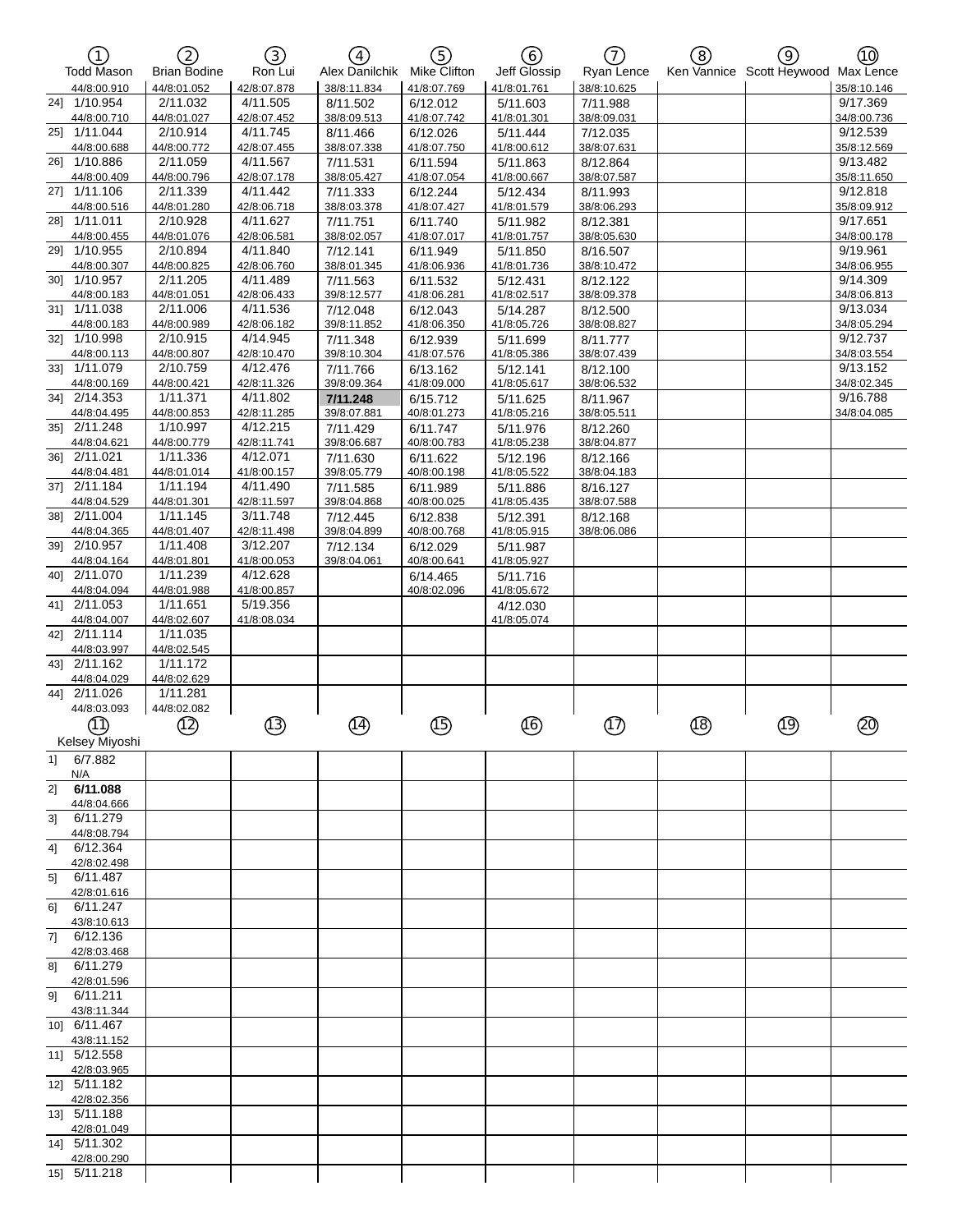| ① Todd Mason | ② Brian Bodine | ③ Ron Lui | ④ Alex Danilchik | ⑤ Mike Clifton | ⑥ Jeff Glossip | ⑦ Ryan Lence | ⑧ Ken Vannice | ⑨ Scott Heywood | ⑩ Max Lence |
|---|---|---|---|---|---|---|---|---|---|
| 44/8:00.910 | 44/8:01.052 | 42/8:07.878 | 38/8:11.834 | 41/8:07.769 | 41/8:01.761 | 38/8:10.625 | | | 35/8:10.146 |
| 24] 1/10.954<br>44/8:00.710 | 2/11.032<br>44/8:01.027 | 4/11.505<br>42/8:07.452 | 8/11.502<br>38/8:09.513 | 6/12.012<br>41/8:07.742 | 5/11.603<br>41/8:01.301 | 7/11.988<br>38/8:09.031 | | | 9/17.369<br>34/8:00.736 |
| 25] 1/11.044<br>44/8:00.688 | 2/10.914<br>44/8:00.772 | 4/11.745<br>42/8:07.455 | 8/11.466<br>38/8:07.338 | 6/12.026<br>41/8:07.750 | 5/11.444<br>41/8:00.612 | 7/12.035<br>38/8:07.631 | | | 9/12.539<br>35/8:12.569 |
| 26] 1/10.886<br>44/8:00.409 | 2/11.059<br>44/8:00.796 | 4/11.567<br>42/8:07.178 | 7/11.531<br>38/8:05.427 | 6/11.594<br>41/8:07.054 | 5/11.863<br>41/8:00.667 | 8/12.864<br>38/8:07.587 | | | 9/13.482<br>35/8:11.650 |
| 27] 1/11.106<br>44/8:00.516 | 2/11.339<br>44/8:01.280 | 4/11.442<br>42/8:06.718 | 7/11.333<br>38/8:03.378 | 6/12.244<br>41/8:07.427 | 5/12.434<br>41/8:01.579 | 8/11.993<br>38/8:06.293 | | | 9/12.818<br>35/8:09.912 |
| 28] 1/11.011<br>44/8:00.455 | 2/10.928<br>44/8:01.076 | 4/11.627<br>42/8:06.581 | 7/11.751<br>38/8:02.057 | 6/11.740<br>41/8:07.017 | 5/11.982<br>41/8:01.757 | 8/12.381<br>38/8:05.630 | | | 9/17.651<br>34/8:00.178 |
| 29] 1/10.955<br>44/8:00.307 | 2/10.894<br>44/8:00.825 | 4/11.840<br>42/8:06.760 | 7/12.141<br>38/8:01.345 | 6/11.949<br>41/8:06.936 | 5/11.850<br>41/8:01.736 | 8/16.507<br>38/8:10.472 | | | 9/19.961<br>34/8:06.955 |
| 30] 1/10.957<br>44/8:00.183 | 2/11.205<br>44/8:01.051 | 4/11.489<br>42/8:06.433 | 7/11.563<br>39/8:12.577 | 6/11.532<br>41/8:06.281 | 5/12.431<br>41/8:02.517 | 8/12.122<br>38/8:09.378 | | | 9/14.309<br>34/8:06.813 |
| 31] 1/11.038<br>44/8:00.183 | 2/11.006<br>44/8:00.989 | 4/11.536<br>42/8:06.182 | 7/12.048<br>39/8:11.852 | 6/12.043<br>41/8:06.350 | 5/14.287<br>41/8:05.726 | 8/12.500<br>38/8:08.827 | | | 9/13.034<br>34/8:05.294 |
| 32] 1/10.998<br>44/8:00.113 | 2/10.915<br>44/8:00.807 | 4/14.945<br>42/8:10.470 | 7/11.348<br>39/8:10.304 | 6/12.939<br>41/8:07.576 | 5/11.699<br>41/8:05.386 | 8/11.777<br>38/8:07.439 | | | 9/12.737<br>34/8:03.554 |
| 33] 1/11.079<br>44/8:00.169 | 2/10.759<br>44/8:00.421 | 4/12.476<br>42/8:11.326 | 7/11.766<br>39/8:09.364 | 6/13.162<br>41/8:09.000 | 5/12.141<br>41/8:05.617 | 8/12.100<br>38/8:06.532 | | | 9/13.152<br>34/8:02.345 |
| 34] 2/14.353<br>44/8:04.495 | 1/11.371<br>44/8:00.853 | 4/11.802<br>42/8:11.285 | **7/11.248**<br>39/8:07.881 | 6/15.712<br>40/8:01.273 | 5/11.625<br>41/8:05.216 | 8/11.967<br>38/8:05.511 | | | 9/16.788<br>34/8:04.085 |
| 35] 2/11.248<br>44/8:04.621 | 1/10.997<br>44/8:00.779 | 4/12.215<br>42/8:11.741 | 7/11.429<br>39/8:06.687 | 6/11.747<br>40/8:00.783 | 5/11.976<br>41/8:05.238 | 8/12.260<br>38/8:04.877 | | | |
| 36] 2/11.021<br>44/8:04.481 | 1/11.336<br>44/8:01.014 | 4/12.071<br>41/8:00.157 | 7/11.630<br>39/8:05.779 | 6/11.622<br>40/8:00.198 | 5/12.196<br>41/8:05.522 | 8/12.166<br>38/8:04.183 | | | |
| 37] 2/11.184<br>44/8:04.529 | 1/11.194<br>44/8:01.301 | 4/11.490<br>42/8:11.597 | 7/11.585<br>39/8:04.868 | 6/11.989<br>40/8:00.025 | 5/11.886<br>41/8:05.435 | 8/16.127<br>38/8:07.588 | | | |
| 38] 2/11.004<br>44/8:04.365 | 1/11.145<br>44/8:01.407 | 3/11.748<br>42/8:11.498 | 7/12.445<br>39/8:04.899 | 6/12.838<br>40/8:00.768 | 5/12.391<br>41/8:05.915 | 8/12.168<br>38/8:06.086 | | | |
| 39] 2/10.957<br>44/8:04.164 | 1/11.408<br>44/8:01.801 | 3/12.207<br>41/8:00.053 | 7/12.134<br>39/8:04.061 | 6/12.029<br>40/8:00.641 | 5/11.987<br>41/8:05.927 | | | | |
| 40] 2/11.070<br>44/8:04.094 | 1/11.239<br>44/8:01.988 | 4/12.628<br>41/8:00.857 | | 6/14.465<br>40/8:02.096 | 5/11.716<br>41/8:05.672 | | | | |
| 41] 2/11.053<br>44/8:04.007 | 1/11.651<br>44/8:02.607 | 5/19.356<br>41/8:08.034 | | | 4/12.030<br>41/8:05.074 | | | | |
| 42] 2/11.114<br>44/8:03.997 | 1/11.035<br>44/8:02.545 | | | | | | | | |
| 43] 2/11.162<br>44/8:04.029 | 1/11.172<br>44/8:02.629 | | | | | | | | |
| 44] 2/11.026<br>44/8:03.093 | 1/11.281<br>44/8:02.082 | | | | | | | | |

| ⑪ Kelsey Miyoshi | ⑫ | ⑬ | ⑭ | ⑮ | ⑯ | ⑰ | ⑱ | ⑲ | ⑳ |
|---|---|---|---|---|---|---|---|---|---|
| 1] 6/7.882<br>N/A | | | | | | | | | |
| 2] **6/11.088**<br>44/8:04.666 | | | | | | | | | |
| 3] 6/11.279<br>44/8:08.794 | | | | | | | | | |
| 4] 6/12.364<br>42/8:02.498 | | | | | | | | | |
| 5] 6/11.487<br>42/8:01.616 | | | | | | | | | |
| 6] 6/11.247<br>43/8:10.613 | | | | | | | | | |
| 7] 6/12.136<br>42/8:03.468 | | | | | | | | | |
| 8] 6/11.279<br>42/8:01.596 | | | | | | | | | |
| 9] 6/11.211<br>43/8:11.344 | | | | | | | | | |
| 10] 6/11.467<br>43/8:11.152 | | | | | | | | | |
| 11] 5/12.558<br>42/8:03.965 | | | | | | | | | |
| 12] 5/11.182<br>42/8:02.356 | | | | | | | | | |
| 13] 5/11.188<br>42/8:01.049 | | | | | | | | | |
| 14] 5/11.302<br>42/8:00.290 | | | | | | | | | |
| 15] 5/11.218 | | | | | | | | | |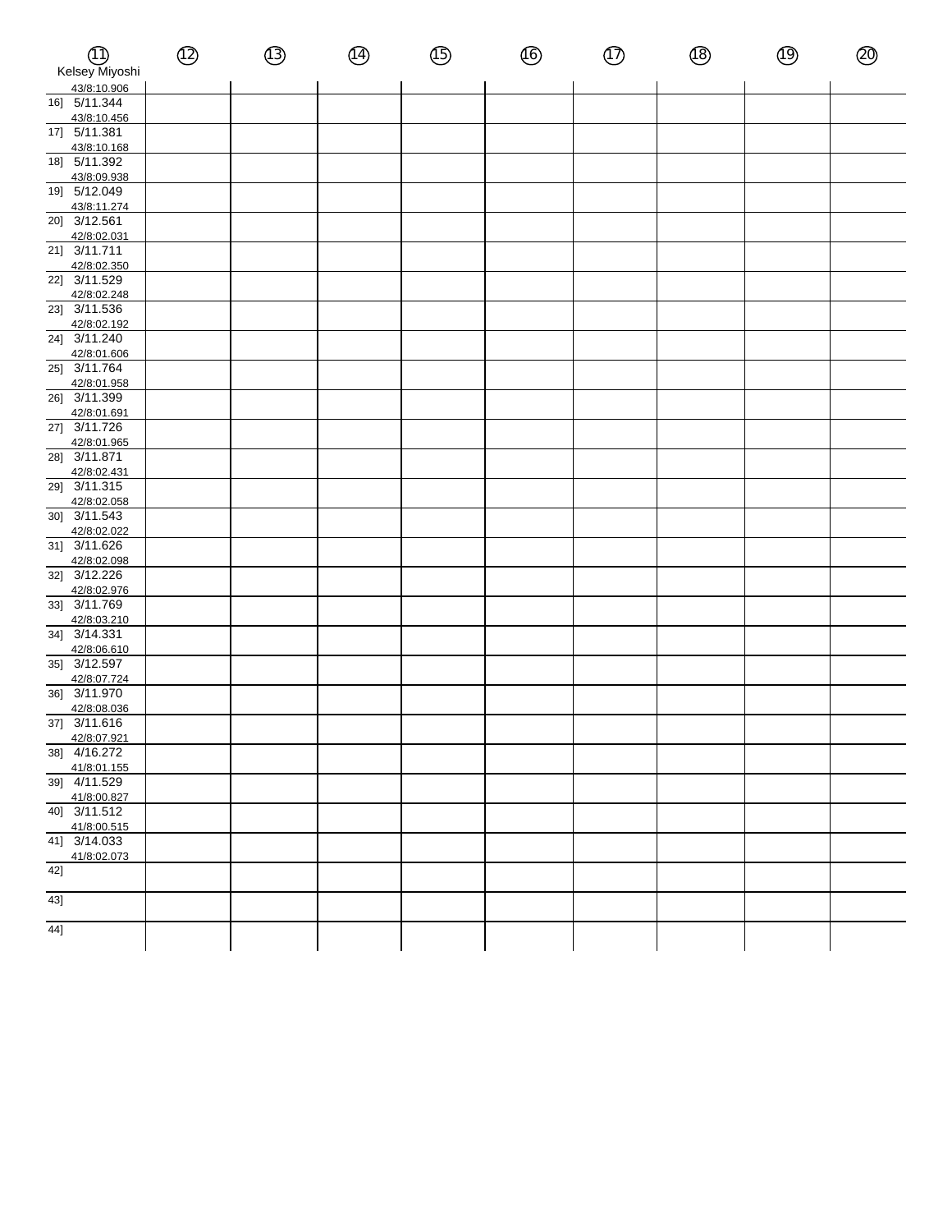| ⑪ Kelsey Miyoshi | ⑫ | ⑬ | ⑭ | ⑮ | ⑯ | ⑰ | ⑱ | ⑲ | ⑳ |
|---|---|---|---|---|---|---|---|---|---|
| 43/8:10.906 | | | | | | | | | |
| 16] 5/11.344 43/8:10.456 | | | | | | | | | |
| 17] 5/11.381 43/8:10.168 | | | | | | | | | |
| 18] 5/11.392 43/8:09.938 | | | | | | | | | |
| 19] 5/12.049 43/8:11.274 | | | | | | | | | |
| 20] 3/12.561 42/8:02.031 | | | | | | | | | |
| 21] 3/11.711 42/8:02.350 | | | | | | | | | |
| 22] 3/11.529 42/8:02.248 | | | | | | | | | |
| 23] 3/11.536 42/8:02.192 | | | | | | | | | |
| 24] 3/11.240 42/8:01.606 | | | | | | | | | |
| 25] 3/11.764 42/8:01.958 | | | | | | | | | |
| 26] 3/11.399 42/8:01.691 | | | | | | | | | |
| 27] 3/11.726 42/8:01.965 | | | | | | | | | |
| 28] 3/11.871 42/8:02.431 | | | | | | | | | |
| 29] 3/11.315 42/8:02.058 | | | | | | | | | |
| 30] 3/11.543 42/8:02.022 | | | | | | | | | |
| 31] 3/11.626 42/8:02.098 | | | | | | | | | |
| 32] 3/12.226 42/8:02.976 | | | | | | | | | |
| 33] 3/11.769 42/8:03.210 | | | | | | | | | |
| 34] 3/14.331 42/8:06.610 | | | | | | | | | |
| 35] 3/12.597 42/8:07.724 | | | | | | | | | |
| 36] 3/11.970 42/8:08.036 | | | | | | | | | |
| 37] 3/11.616 42/8:07.921 | | | | | | | | | |
| 38] 4/16.272 41/8:01.155 | | | | | | | | | |
| 39] 4/11.529 41/8:00.827 | | | | | | | | | |
| 40] 3/11.512 41/8:00.515 | | | | | | | | | |
| 41] 3/14.033 41/8:02.073 | | | | | | | | | |
| 42] | | | | | | | | | |
| 43] | | | | | | | | | |
| 44] | | | | | | | | | |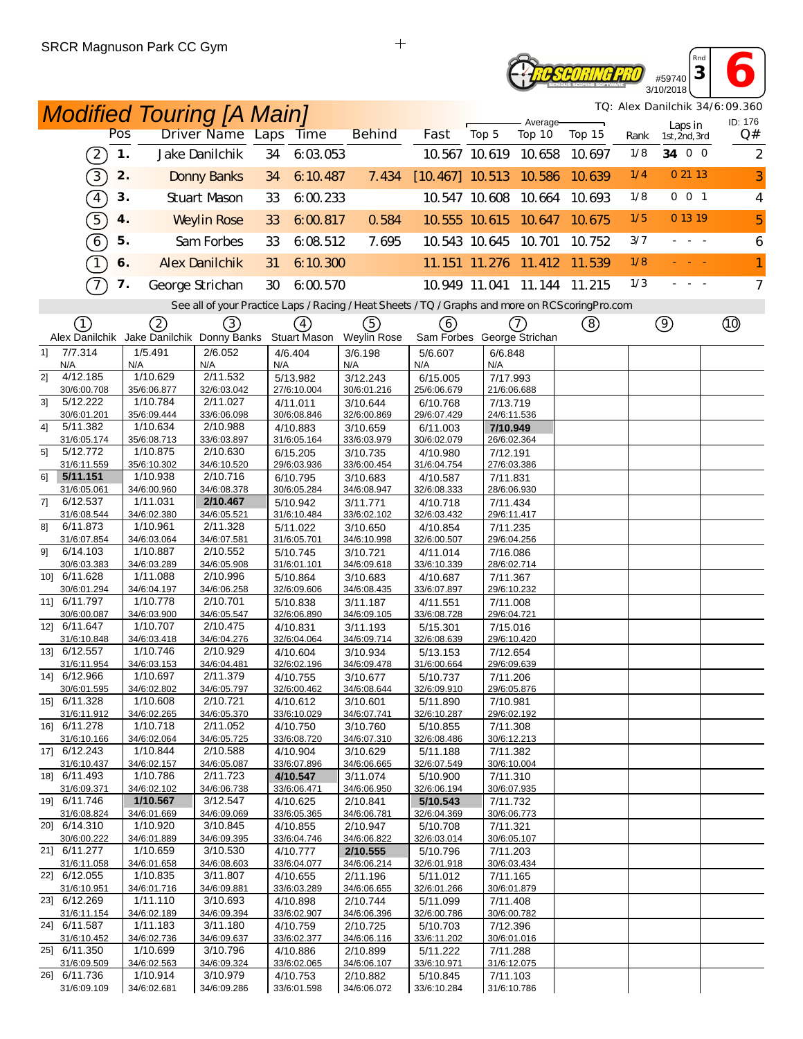SRCR Magnuson Park CC Gym

#59740 Rnd 3 6
3/10/2018

TQ: Alex Danilchik 34/6:09.360

## Modified Touring [A Main]

ID: 176

| | Pos | Driver Name | Laps | Time | Behind | Fast | Top 5 | Top 10 | Top 15 | Rank | Laps in 1st, 2nd, 3rd | Q# |
|---|---|---|---|---|---|---|---|---|---|---|---|---|
| (2) | 1. | Jake Danilchik | 34 | 6:03.053 | | 10.567 | 10.619 | 10.658 | 10.697 | 1/8 | 34 0 0 | 2 |
| (3) | 2. | Donny Banks | 34 | 6:10.487 | 7.434 | [10.467] | 10.513 | 10.586 | 10.639 | 1/4 | 0 21 13 | 3 |
| (4) | 3. | Stuart Mason | 33 | 6:00.233 | | 10.547 | 10.608 | 10.664 | 10.693 | 1/8 | 0 0 1 | 4 |
| (5) | 4. | Weylin Rose | 33 | 6:00.817 | 0.584 | 10.555 | 10.615 | 10.647 | 10.675 | 1/5 | 0 13 19 | 5 |
| (6) | 5. | Sam Forbes | 33 | 6:08.512 | 7.695 | 10.543 | 10.645 | 10.701 | 10.752 | 3/7 | - - - | 6 |
| (1) | 6. | Alex Danilchik | 31 | 6:10.300 | | 11.151 | 11.276 | 11.412 | 11.539 | 1/8 | - - - | 1 |
| (7) | 7. | George Strichan | 30 | 6:00.570 | | 10.949 | 11.041 | 11.144 | 11.215 | 1/3 | - - - | 7 |

See all of your Practice Laps / Racing / Heat Sheets / TQ / Graphs and more on RCScoringPro.com

| | (1) Alex Danilchik | (2) Jake Danilchik | (3) Donny Banks | (4) Stuart Mason | (5) Weylin Rose | (6) Sam Forbes | (7) George Strichan | (8) | (9) | (10) |
|---|---|---|---|---|---|---|---|---|---|---|
| 1] | 7/7.314 N/A | 1/5.491 N/A | 2/6.052 N/A | 4/6.404 N/A | 3/6.198 N/A | 5/6.607 N/A | 6/6.848 N/A | | | |
| 2] | 4/12.185 30/6:00.708 | 1/10.629 35/6:06.877 | 2/11.532 32/6:03.042 | 5/13.982 27/6:10.004 | 3/12.243 30/6:01.216 | 6/15.005 25/6:06.679 | 7/17.993 21/6:06.688 | | | |
| 3] | 5/12.222 30/6:01.201 | 1/10.784 35/6:09.444 | 2/11.027 33/6:06.098 | 4/11.011 30/6:08.846 | 3/10.644 32/6:00.869 | 6/10.768 29/6:07.429 | 7/13.719 24/6:11.536 | | | |
| 4] | 5/11.382 31/6:05.174 | 1/10.634 35/6:08.713 | 2/10.988 33/6:03.897 | 4/10.883 31/6:05.164 | 3/10.659 33/6:03.979 | 6/11.003 30/6:02.079 | **7/10.949** 26/6:02.364 | | | |
| 5] | 5/12.772 31/6:11.559 | 1/10.875 35/6:10.302 | 2/10.630 34/6:10.520 | 6/15.205 29/6:03.936 | 3/10.735 33/6:00.454 | 4/10.980 31/6:04.754 | 7/12.191 27/6:03.386 | | | |
| 6] | **5/11.151** 31/6:05.061 | 1/10.938 34/6:00.960 | 2/10.716 34/6:08.378 | 6/10.795 30/6:05.284 | 3/10.683 34/6:08.947 | 4/10.587 32/6:08.333 | 7/11.831 28/6:06.930 | | | |
| 7] | 6/12.537 31/6:08.544 | 1/11.031 34/6:02.380 | **2/10.467** 34/6:05.521 | 5/10.942 31/6:10.484 | 3/11.771 33/6:02.102 | 4/10.718 32/6:03.432 | 7/11.434 29/6:11.417 | | | |
| 8] | 6/11.873 31/6:07.854 | 1/10.961 34/6:03.064 | 2/11.328 34/6:07.581 | 5/11.022 31/6:05.701 | 3/10.650 34/6:10.998 | 4/10.854 32/6:00.507 | 7/11.235 29/6:04.256 | | | |
| 9] | 6/14.103 30/6:03.383 | 1/10.887 34/6:03.289 | 2/10.552 34/6:05.908 | 5/10.745 31/6:01.101 | 3/10.721 34/6:09.618 | 4/11.014 33/6:10.339 | 7/16.086 28/6:02.714 | | | |
| 10] | 6/11.628 30/6:01.294 | 1/11.088 34/6:04.197 | 2/10.996 34/6:06.258 | 5/10.864 32/6:09.606 | 3/10.683 34/6:08.435 | 4/10.687 33/6:07.897 | 7/11.367 29/6:10.232 | | | |
| 11] | 6/11.797 30/6:00.087 | 1/10.778 34/6:03.900 | 2/10.701 34/6:05.547 | 5/10.838 32/6:06.890 | 3/11.187 34/6:09.105 | 4/11.551 33/6:08.728 | 7/11.008 29/6:04.721 | | | |
| 12] | 6/11.647 31/6:10.848 | 1/10.707 34/6:03.418 | 2/10.475 34/6:04.276 | 4/10.831 32/6:04.064 | 3/11.193 34/6:09.714 | 5/15.301 32/6:08.639 | 7/15.016 29/6:10.420 | | | |
| 13] | 6/12.557 31/6:11.954 | 1/10.746 34/6:03.153 | 2/10.929 34/6:04.481 | 4/10.604 32/6:02.196 | 3/10.934 34/6:09.478 | 5/13.153 31/6:00.664 | 7/12.654 29/6:09.639 | | | |
| 14] | 6/12.966 30/6:01.595 | 1/10.697 34/6:02.802 | 2/11.379 34/6:05.797 | 4/10.755 32/6:00.462 | 3/10.677 34/6:08.644 | 5/10.737 32/6:09.910 | 7/11.206 29/6:05.876 | | | |
| 15] | 6/11.328 31/6:11.912 | 1/10.608 34/6:02.265 | 2/10.721 34/6:05.370 | 4/10.612 33/6:10.029 | 3/10.601 34/6:07.741 | 5/11.890 32/6:10.287 | 7/10.981 29/6:02.192 | | | |
| 16] | 6/11.278 31/6:10.166 | 1/10.718 34/6:02.064 | 2/11.052 34/6:05.725 | 4/10.750 33/6:08.720 | 3/10.760 34/6:07.310 | 5/10.855 32/6:08.486 | 7/11.308 30/6:12.213 | | | |
| 17] | 6/12.243 31/6:10.437 | 1/10.844 34/6:02.157 | 2/10.588 34/6:05.087 | 4/10.904 33/6:07.896 | 3/10.629 34/6:06.665 | 5/11.188 32/6:07.549 | 7/11.382 30/6:10.004 | | | |
| 18] | 6/11.493 31/6:09.371 | 1/10.786 34/6:02.102 | 2/11.723 34/6:06.738 | **4/10.547** 33/6:06.471 | 3/11.074 34/6:06.950 | 5/10.900 32/6:06.194 | 7/11.310 30/6:07.935 | | | |
| 19] | 6/11.746 31/6:08.824 | **1/10.567** 34/6:01.669 | 3/12.547 34/6:09.069 | 4/10.625 33/6:05.365 | 2/10.841 34/6:06.781 | **5/10.543** 32/6:04.369 | 7/11.732 30/6:06.773 | | | |
| 20] | 6/14.310 30/6:00.222 | 1/10.920 34/6:01.889 | 3/10.845 34/6:09.395 | 4/10.855 33/6:04.746 | 2/10.947 34/6:06.822 | 5/10.708 32/6:03.014 | 7/11.321 30/6:05.107 | | | |
| 21] | 6/11.277 31/6:11.058 | 1/10.659 34/6:01.658 | 3/10.530 34/6:08.603 | 4/10.777 33/6:04.077 | **2/10.555** 34/6:06.214 | 5/10.796 32/6:01.918 | 7/11.203 30/6:03.434 | | | |
| 22] | 6/12.055 31/6:10.951 | 1/10.835 34/6:01.716 | 3/11.807 34/6:09.881 | 4/10.655 33/6:03.289 | 2/11.196 34/6:06.655 | 5/11.012 32/6:01.266 | 7/11.165 30/6:01.879 | | | |
| 23] | 6/12.269 31/6:11.154 | 1/11.110 34/6:02.189 | 3/10.693 34/6:09.394 | 4/10.898 33/6:02.907 | 2/10.744 34/6:06.396 | 5/11.099 32/6:00.786 | 7/11.408 30/6:00.782 | | | |
| 24] | 6/11.587 31/6:10.452 | 1/11.183 34/6:02.736 | 3/11.180 34/6:09.637 | 4/10.759 33/6:02.377 | 2/10.725 34/6:06.116 | 5/10.703 33/6:11.202 | 7/12.396 30/6:01.016 | | | |
| 25] | 6/11.350 31/6:09.509 | 1/10.699 34/6:02.563 | 3/10.796 34/6:09.324 | 4/10.886 33/6:02.065 | 2/10.899 34/6:06.107 | 5/11.222 33/6:10.971 | 7/11.288 31/6:12.075 | | | |
| 26] | 6/11.736 31/6:09.109 | 1/10.914 34/6:02.681 | 3/10.979 34/6:09.286 | 4/10.753 33/6:01.598 | 2/10.882 34/6:06.072 | 5/10.845 33/6:10.284 | 7/11.103 31/6:10.786 | | | |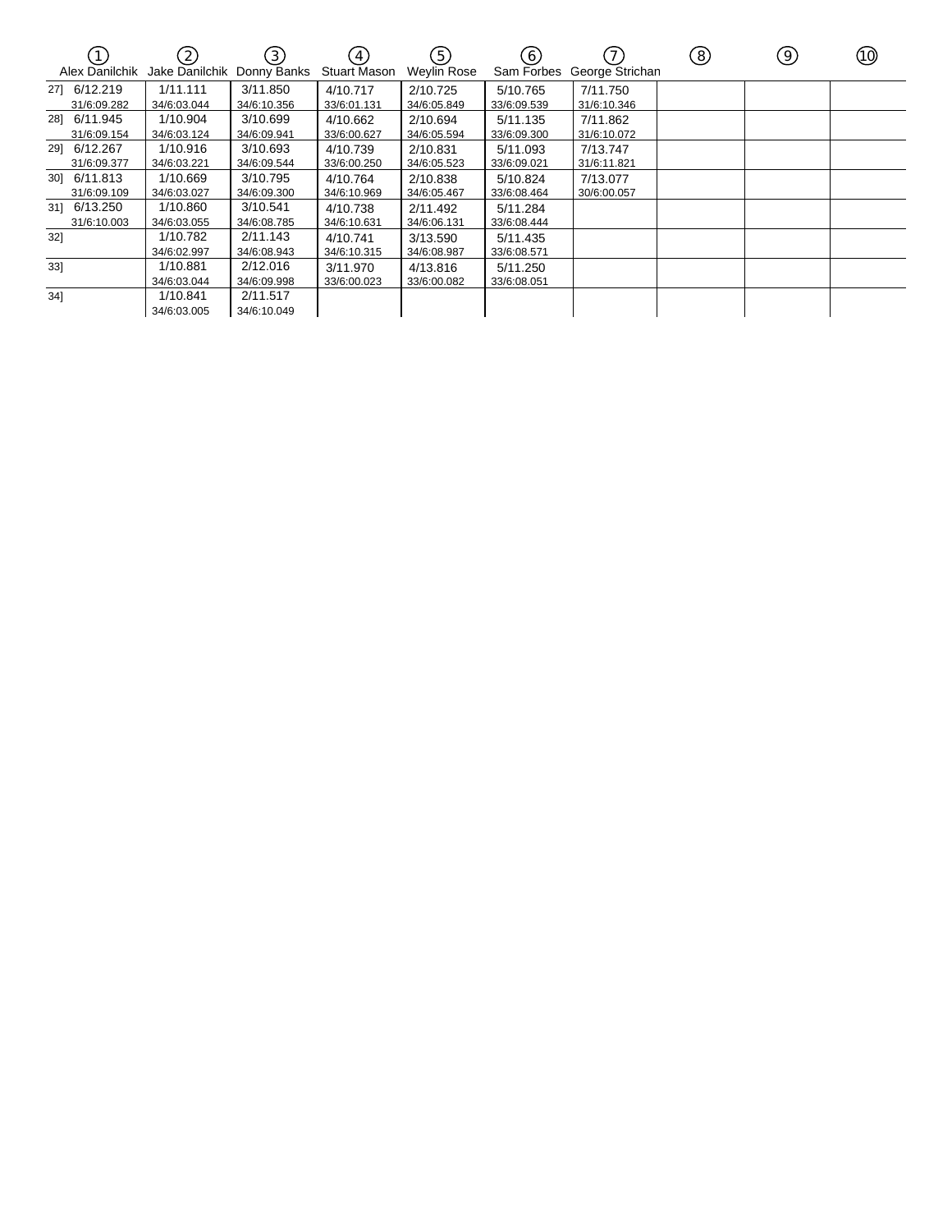| | ① Alex Danilchik | ② Jake Danilchik | ③ Donny Banks | ④ Stuart Mason | ⑤ Weylin Rose | ⑥ Sam Forbes | ⑦ George Strichan | ⑧ | ⑨ | ⑩ |
|---|---|---|---|---|---|---|---|---|---|---|
| 27] | 6/12.219<br>31/6:09.282 | 1/11.111<br>34/6:03.044 | 3/11.850<br>34/6:10.356 | 4/10.717<br>33/6:01.131 | 2/10.725<br>34/6:05.849 | 5/10.765<br>33/6:09.539 | 7/11.750<br>31/6:10.346 | | | |
| 28] | 6/11.945<br>31/6:09.154 | 1/10.904<br>34/6:03.124 | 3/10.699<br>34/6:09.941 | 4/10.662<br>33/6:00.627 | 2/10.694<br>34/6:05.594 | 5/11.135<br>33/6:09.300 | 7/11.862<br>31/6:10.072 | | | |
| 29] | 6/12.267<br>31/6:09.377 | 1/10.916<br>34/6:03.221 | 3/10.693<br>34/6:09.544 | 4/10.739<br>33/6:00.250 | 2/10.831<br>34/6:05.523 | 5/11.093<br>33/6:09.021 | 7/13.747<br>31/6:11.821 | | | |
| 30] | 6/11.813<br>31/6:09.109 | 1/10.669<br>34/6:03.027 | 3/10.795<br>34/6:09.300 | 4/10.764<br>34/6:10.969 | 2/10.838<br>34/6:05.467 | 5/10.824<br>33/6:08.464 | 7/13.077<br>30/6:00.057 | | | |
| 31] | 6/13.250<br>31/6:10.003 | 1/10.860<br>34/6:03.055 | 3/10.541<br>34/6:08.785 | 4/10.738<br>34/6:10.631 | 2/11.492<br>34/6:06.131 | 5/11.284<br>33/6:08.444 | | | | |
| 32] | | 1/10.782<br>34/6:02.997 | 2/11.143<br>34/6:08.943 | 4/10.741<br>34/6:10.315 | 3/13.590<br>34/6:08.987 | 5/11.435<br>33/6:08.571 | | | | |
| 33] | | 1/10.881<br>34/6:03.044 | 2/12.016<br>34/6:09.998 | 3/11.970<br>33/6:00.023 | 4/13.816<br>33/6:00.082 | 5/11.250<br>33/6:08.051 | | | | |
| 34] | | 1/10.841<br>34/6:03.005 | 2/11.517<br>34/6:10.049 | | | | | | | |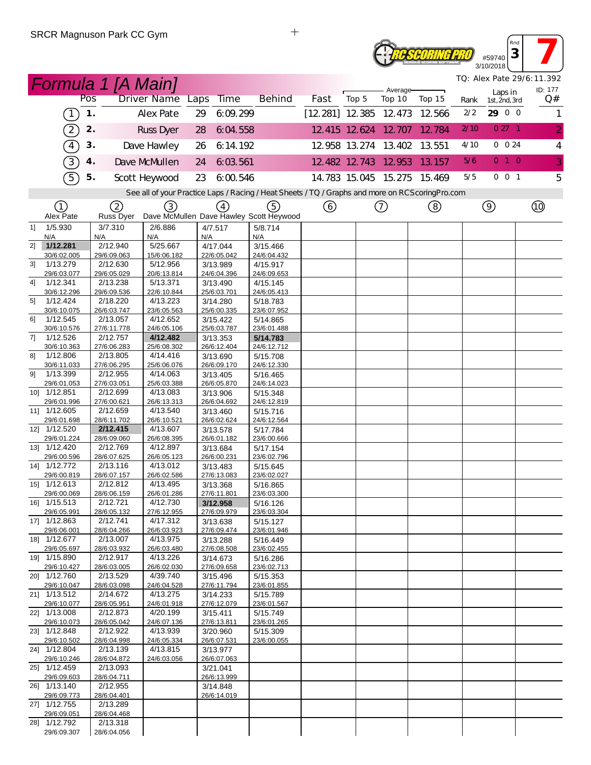SRCR Magnuson Park CC Gym

#59740 3/10/2018 Rnd 3 — 7

# Formula 1 [A Main]

TQ: Alex Pate 29/6:11.392 — ID: 177

| | Pos | Driver Name | Laps | Time | Behind | Fast | Average Top 5 | Average Top 10 | Average Top 15 | Rank | Laps in 1st, 2nd, 3rd | Q# |
|---|---|---|---|---|---|---|---|---|---|---|---|---|
| 1 | 1. | Alex Pate | 29 | 6:09.299 | | [12.281] | 12.385 | 12.473 | 12.566 | 2/2 | 29 0 0 | 1 |
| 2 | 2. | Russ Dyer | 28 | 6:04.558 | | 12.415 | 12.624 | 12.707 | 12.784 | 2/10 | 0 27 1 | 2 |
| 4 | 3. | Dave Hawley | 26 | 6:14.192 | | 12.958 | 13.274 | 13.402 | 13.551 | 4/10 | 0 0 24 | 4 |
| 3 | 4. | Dave McMullen | 24 | 6:03.561 | | 12.482 | 12.743 | 12.953 | 13.157 | 5/6 | 0 1 0 | 3 |
| 5 | 5. | Scott Heywood | 23 | 6:00.546 | | 14.783 | 15.045 | 15.275 | 15.469 | 5/5 | 0 0 1 | 5 |

See all of your Practice Laps / Racing / Heat Sheets / TQ / Graphs and more on RCScoringPro.com

| Lap | 1 Alex Pate | 2 Russ Dyer | 3 Dave McMullen | 4 Dave Hawley | 5 Scott Heywood | 6 | 7 | 8 | 9 | 10 |
|---|---|---|---|---|---|---|---|---|---|---|
| 1] | 1/5.930 N/A | 3/7.310 N/A | 2/6.886 N/A | 4/7.517 N/A | 5/8.714 N/A | | | | | |
| 2] | **1/12.281** 30/6:02.005 | 2/12.940 29/6:09.063 | 5/25.667 15/6:06.182 | 4/17.044 22/6:05.042 | 3/15.466 24/6:04.432 | | | | | |
| 3] | 1/13.279 29/6:03.077 | 2/12.630 29/6:05.029 | 5/12.956 20/6:13.814 | 3/13.989 24/6:04.396 | 4/15.917 24/6:09.653 | | | | | |
| 4] | 1/12.341 30/6:12.296 | 2/13.238 29/6:09.536 | 5/13.371 22/6:10.844 | 3/13.490 25/6:03.701 | 4/15.145 24/6:05.413 | | | | | |
| 5] | 1/12.424 30/6:10.075 | 2/18.220 26/6:03.747 | 4/13.223 23/6:05.563 | 3/14.280 25/6:00.335 | 5/18.783 23/6:07.952 | | | | | |
| 6] | 1/12.545 30/6:10.576 | 2/13.057 27/6:11.778 | 4/12.652 24/6:05.106 | 3/15.422 25/6:03.787 | 5/14.865 23/6:01.488 | | | | | |
| 7] | 1/12.526 30/6:10.363 | 2/12.757 27/6:06.283 | **4/12.482** 25/6:08.302 | 3/13.353 26/6:12.404 | **5/14.783** 24/6:12.712 | | | | | |
| 8] | 1/12.806 30/6:11.033 | 2/13.805 27/6:06.295 | 4/14.416 25/6:06.076 | 3/13.690 26/6:09.170 | 5/15.708 24/6:12.330 | | | | | |
| 9] | 1/13.399 29/6:01.053 | 2/12.955 27/6:03.051 | 4/14.063 25/6:03.388 | 3/13.405 26/6:05.870 | 5/16.465 24/6:14.023 | | | | | |
| 10] | 1/12.851 29/6:01.996 | 2/12.699 27/6:00.621 | 4/13.083 26/6:13.313 | 3/13.906 26/6:04.692 | 5/15.348 24/6:12.819 | | | | | |
| 11] | 1/12.605 29/6:01.698 | 2/12.659 28/6:11.702 | 4/13.540 26/6:10.521 | 3/13.460 26/6:02.624 | 5/15.716 24/6:12.564 | | | | | |
| 12] | 1/12.520 29/6:01.224 | **2/12.415** 28/6:09.060 | 4/13.607 26/6:08.395 | 3/13.578 26/6:01.182 | 5/17.784 23/6:00.666 | | | | | |
| 13] | 1/12.420 29/6:00.596 | 2/12.769 28/6:07.625 | 4/12.897 26/6:05.123 | 3/13.684 26/6:00.231 | 5/17.154 23/6:02.796 | | | | | |
| 14] | 1/12.772 29/6:00.819 | 2/13.116 28/6:07.157 | 4/13.012 26/6:02.586 | 3/13.483 27/6:13.083 | 5/15.645 23/6:02.027 | | | | | |
| 15] | 1/12.613 29/6:00.069 | 2/12.812 28/6:06.159 | 4/13.495 26/6:01.286 | 3/13.368 27/6:11.801 | 5/16.865 23/6:03.300 | | | | | |
| 16] | 1/15.513 29/6:05.991 | 2/12.721 28/6:05.132 | 4/12.730 27/6:12.955 | **3/12.958** 27/6:09.979 | 5/16.126 23/6:03.304 | | | | | |
| 17] | 1/12.863 29/6:06.001 | 2/12.741 28/6:04.266 | 4/17.312 26/6:03.923 | 3/13.638 27/6:09.474 | 5/15.127 23/6:01.946 | | | | | |
| 18] | 1/12.677 29/6:05.697 | 2/13.007 28/6:03.932 | 4/13.975 26/6:03.480 | 3/13.288 27/6:08.508 | 5/16.449 23/6:02.455 | | | | | |
| 19] | 1/15.890 29/6:10.427 | 2/12.917 28/6:03.005 | 4/13.226 26/6:02.030 | 3/14.673 27/6:09.658 | 5/16.286 23/6:02.713 | | | | | |
| 20] | 1/12.760 29/6:10.047 | 2/13.529 28/6:03.098 | 4/39.740 24/6:04.528 | 3/15.496 27/6:11.794 | 5/15.353 23/6:01.855 | | | | | |
| 21] | 1/13.512 29/6:10.077 | 2/14.672 28/6:05.951 | 4/13.275 24/6:01.918 | 3/14.233 27/6:12.079 | 5/15.789 23/6:01.567 | | | | | |
| 22] | 1/13.008 29/6:10.073 | 2/12.873 28/6:05.042 | 4/20.199 24/6:07.136 | 3/15.411 27/6:13.811 | 5/15.749 23/6:01.265 | | | | | |
| 23] | 1/12.848 29/6:10.502 | 2/12.922 28/6:04.998 | 4/13.939 24/6:05.334 | 3/20.960 26/6:07.531 | 5/15.309 23/6:00.055 | | | | | |
| 24] | 1/12.804 29/6:10.246 | 2/13.139 28/6:04.872 | 4/13.815 24/6:03.056 | 3/13.977 26/6:07.063 | | | | | | |
| 25] | 1/12.459 29/6:09.603 | 2/13.093 28/6:04.711 | | 3/21.041 26/6:13.999 | | | | | | |
| 26] | 1/13.140 29/6:09.773 | 2/12.955 28/6:04.401 | | 3/14.848 26/6:14.019 | | | | | | |
| 27] | 1/12.755 29/6:09.051 | 2/13.289 28/6:04.468 | | | | | | | | |
| 28] | 1/12.792 29/6:09.307 | 2/13.318 28/6:04.056 | | | | | | | | |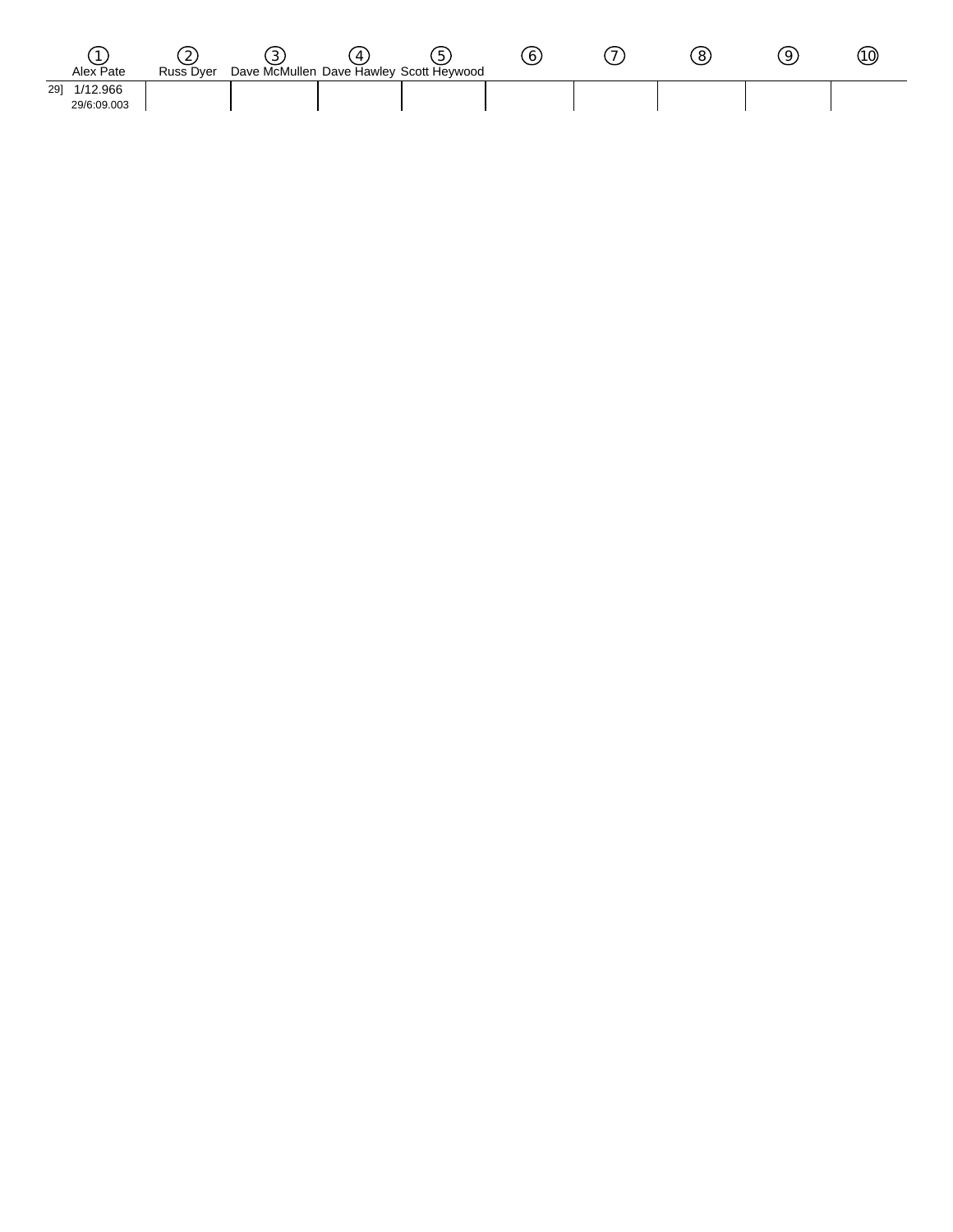| | ① Alex Pate | ② Russ Dyer | ③ Dave McMullen | ④ Dave Hawley | ⑤ Scott Heywood | ⑥ | ⑦ | ⑧ | ⑨ | ⑩ |
|---|---|---|---|---|---|---|---|---|---|---|
| 29] | 1/12.966<br>29/6:09.003 | | | | | | | | | |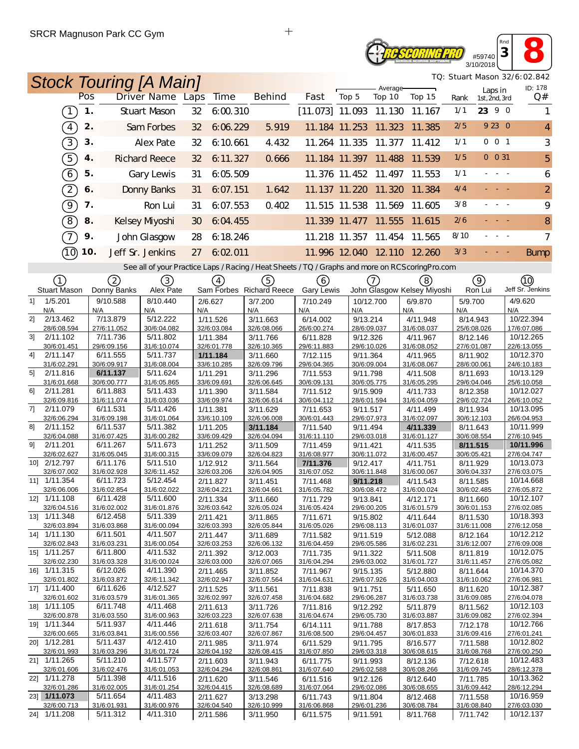SRCR Magnuson Park CC Gym

#59740 3/10/2018 Rnd 3 **8**

# Stock Touring [A Main]

TQ: Stuart Mason 32/6:02.842

| | Pos | Driver Name | Laps | Time | Behind | Fast | Average Top 5 | Average Top 10 | Average Top 15 | Rank | Laps in 1st,2nd,3rd | ID: 178 Q# |
|---|---|---|---|---|---|---|---|---|---|---|---|---|
| (1) | 1. | Stuart Mason | 32 | 6:00.310 | | [11.073] | 11.093 | 11.130 | 11.167 | 1/1 | **23** 9 0 | 1 |
| (4) | 2. | Sam Forbes | 32 | 6:06.229 | 5.919 | 11.184 | 11.253 | 11.323 | 11.385 | 2/5 | 9 23 0 | 4 |
| (3) | 3. | Alex Pate | 32 | 6:10.661 | 4.432 | 11.264 | 11.335 | 11.377 | 11.412 | 1/1 | 0 0 1 | 3 |
| (5) | 4. | Richard Reece | 32 | 6:11.327 | 0.666 | 11.184 | 11.397 | 11.488 | 11.539 | 1/5 | 0 0 31 | 5 |
| (6) | 5. | Gary Lewis | 31 | 6:05.509 | | 11.376 | 11.452 | 11.497 | 11.553 | 1/1 | - - - | 6 |
| (2) | 6. | Donny Banks | 31 | 6:07.151 | 1.642 | 11.137 | 11.220 | 11.320 | 11.384 | 4/4 | - - - | 2 |
| (9) | 7. | Ron Lui | 31 | 6:07.553 | 0.402 | 11.515 | 11.538 | 11.569 | 11.605 | 3/8 | - - - | 9 |
| (8) | 8. | Kelsey Miyoshi | 30 | 6:04.455 | | 11.339 | 11.477 | 11.555 | 11.615 | 2/6 | - - - | 8 |
| (7) | 9. | John Glasgow | 28 | 6:18.246 | | 11.218 | 11.357 | 11.454 | 11.565 | 8/10 | - - - | 7 |
| (10) | 10. | Jeff Sr. Jenkins | 27 | 6:02.011 | | 11.996 | 12.040 | 12.110 | 12.260 | 3/3 | - - - | Bump |

See all of your Practice Laps / Racing / Heat Sheets / TQ / Graphs and more on RCScoringPro.com

| Lap | (1) Stuart Mason | (2) Donny Banks | (3) Alex Pate | (4) Sam Forbes | (5) Richard Reece | (6) Gary Lewis | (7) John Glasgow | (8) Kelsey Miyoshi | (9) Ron Lui | (10) Jeff Sr. Jenkins |
|---|---|---|---|---|---|---|---|---|---|---|
| 1] | 1/5.201<br>N/A | 9/10.588<br>N/A | 8/10.440<br>N/A | 2/6.627<br>N/A | 3/7.200<br>N/A | 7/10.249<br>N/A | 10/12.700<br>N/A | 6/9.870<br>N/A | 5/9.700<br>N/A | 4/9.620<br>N/A |
| 2] | 2/13.462<br>28/6:08.594 | 7/13.879<br>27/6:11.052 | 5/12.222<br>30/6:04.082 | 1/11.526<br>32/6:03.084 | 3/11.663<br>32/6:08.066 | 6/14.002<br>26/6:00.274 | 9/13.214<br>28/6:09.037 | 4/11.948<br>31/6:08.037 | 8/14.943<br>25/6:08.026 | 10/22.394<br>17/6:07.086 |
| 3] | 2/11.102<br>30/6:01.451 | 7/11.736<br>29/6:09.156 | 5/11.802<br>31/6:10.074 | 1/11.384<br>32/6:01.778 | 3/11.766<br>32/6:10.365 | 6/11.828<br>29/6:11.883 | 9/12.326<br>29/6:10.026 | 4/11.967<br>31/6:08.052 | 8/12.146<br>27/6:01.087 | 10/12.265<br>22/6:13.055 |
| 4] | 2/11.147<br>31/6:02.291 | 6/11.555<br>30/6:09.917 | 5/11.737<br>31/6:08.004 | **1/11.184**<br>33/6:10.285 | 3/11.660<br>32/6:09.796 | 7/12.115<br>29/6:04.365 | 9/11.364<br>30/6:09.004 | 4/11.965<br>31/6:08.067 | 8/11.902<br>28/6:00.061 | 10/12.370<br>24/6:10.183 |
| 5] | 2/11.816<br>31/6:11.668 | **6/11.137**<br>30/6:00.777 | 5/11.624<br>31/6:05.865 | 1/11.291<br>33/6:09.691 | 3/11.296<br>32/6:06.645 | 7/11.553<br>30/6:09.131 | 9/11.798<br>30/6:05.775 | 4/11.508<br>31/6:05.295 | 8/11.693<br>29/6:04.046 | 10/13.129<br>25/6:10.058 |
| 6] | 2/11.281<br>32/6:09.816 | 6/11.883<br>31/6:11.074 | 5/11.433<br>31/6:03.036 | 1/11.390<br>33/6:09.974 | 3/11.584<br>32/6:06.614 | 7/11.512<br>30/6:04.112 | 9/15.909<br>28/6:01.594 | 4/11.733<br>31/6:04.059 | 8/12.358<br>29/6:02.724 | 10/12.027<br>26/6:10.052 |
| 7] | 2/11.079<br>32/6:06.294 | 6/11.531<br>31/6:09.198 | 5/11.426<br>31/6:01.064 | 1/11.381<br>33/6:10.109 | 3/11.629<br>32/6:06.008 | 7/11.653<br>30/6:01.443 | 9/11.517<br>29/6:07.973 | 4/11.499<br>31/6:02.097 | 8/11.934<br>30/6:12.103 | 10/13.095<br>26/6:04.953 |
| 8] | 2/11.152<br>32/6:04.088 | 6/11.537<br>31/6:07.425 | 5/11.382<br>31/6:00.282 | 1/11.205<br>32/6:09.429 | **3/11.184**<br>32/6:04.094 | 7/11.540<br>31/6:11.110 | 9/11.494<br>29/6:03.018 | **4/11.339**<br>31/6:01.127 | 8/11.643<br>30/6:08.554 | 10/11.999<br>27/6:10.945 |
| 9] | 2/11.201<br>32/6:02.627 | 6/11.267<br>31/6:05.045 | 5/11.673<br>31/6:00.315 | 1/11.252<br>33/6:09.079 | 3/11.509<br>32/6:04.823 | 7/11.459<br>31/6:08.977 | 9/11.421<br>30/6:11.072 | 4/11.535<br>31/6:00.457 | **8/11.515**<br>30/6:05.421 | **10/11.996**<br>27/6:04.747 |
| 10] | 2/12.797<br>32/6:07.002 | 6/11.176<br>31/6:02.928 | 5/11.510<br>32/6:11.452 | 1/12.912<br>32/6:03.206 | 3/11.564<br>32/6:04.905 | **7/11.376**<br>31/6:07.052 | 9/12.417<br>30/6:11.848 | 4/11.751<br>31/6:00.067 | 8/11.929<br>30/6:04.337 | 10/13.073<br>27/6:03.075 |
| 11] | 1/11.354<br>32/6:06.006 | 6/11.723<br>31/6:02.854 | 5/12.454<br>31/6:02.022 | 2/11.827<br>32/6:04.221 | 3/11.451<br>32/6:04.661 | 7/11.468<br>31/6:05.782 | **9/11.218**<br>30/6:08.472 | 4/11.543<br>31/6:00.024 | 8/11.585<br>30/6:02.485 | 10/14.668<br>27/6:05.872 |
| 12] | 1/11.108<br>32/6:04.516 | 6/11.428<br>31/6:02.002 | 5/11.600<br>31/6:01.876 | 2/11.334<br>32/6:03.642 | 3/11.660<br>32/6:05.024 | 7/11.729<br>31/6:05.424 | 9/13.841<br>29/6:00.205 | 4/12.171<br>31/6:01.579 | 8/11.660<br>30/6:01.153 | 10/12.107<br>27/6:02.085 |
| 13] | 1/11.348<br>32/6:03.894 | 6/12.458<br>31/6:03.868 | 5/11.339<br>31/6:00.094 | 2/11.421<br>32/6:03.393 | 3/11.865<br>32/6:05.844 | 7/11.671<br>31/6:05.026 | 9/15.802<br>29/6:08.113 | 4/11.644<br>31/6:01.037 | 8/11.530<br>31/6:11.008 | 10/18.393<br>27/6:12.058 |
| 14] | 1/11.130<br>32/6:02.843 | 6/11.501<br>31/6:03.231 | 4/11.507<br>31/6:00.054 | 2/11.447<br>32/6:03.253 | 3/11.689<br>32/6:06.132 | 7/11.582<br>31/6:04.459 | 9/11.519<br>29/6:05.586 | 5/12.088<br>31/6:02.231 | 8/12.164<br>31/6:12.007 | 10/12.212<br>27/6:09.008 |
| 15] | 1/11.257<br>32/6:02.230 | 6/11.800<br>31/6:03.328 | 4/11.532<br>31/6:00.024 | 2/11.392<br>32/6:03.000 | 3/12.003<br>32/6:07.065 | 7/11.735<br>31/6:04.294 | 9/11.322<br>29/6:03.002 | 5/11.508<br>31/6:01.727 | 8/11.819<br>31/6:11.457 | 10/12.075<br>27/6:05.082 |
| 16] | 1/11.315<br>32/6:01.802 | 6/12.026<br>31/6:03.872 | 4/11.390<br>32/6:11.342 | 2/11.465<br>32/6:02.947 | 3/11.852<br>32/6:07.564 | 7/11.967<br>31/6:04.631 | 9/15.135<br>29/6:07.926 | 5/12.880<br>31/6:04.003 | 8/11.644<br>31/6:10.062 | 10/14.370<br>27/6:06.981 |
| 17] | 1/11.400<br>32/6:01.602 | 6/11.626<br>31/6:03.579 | 4/12.527<br>31/6:01.365 | 2/11.525<br>32/6:02.997 | 3/11.561<br>32/6:07.458 | 7/11.838<br>31/6:04.682 | 9/11.751<br>29/6:06.287 | 5/11.650<br>31/6:03.738 | 8/11.620<br>31/6:09.085 | 10/12.387<br>27/6:04.078 |
| 18] | 1/11.105<br>32/6:00.878 | 6/11.748<br>31/6:03.550 | 4/11.468<br>31/6:00.963 | 2/11.613<br>32/6:03.223 | 3/11.726<br>32/6:07.638 | 7/11.816<br>31/6:04.674 | 9/12.292<br>29/6:05.730 | 5/11.879<br>31/6:03.887 | 8/11.562<br>31/6:09.082 | 10/12.103<br>27/6:02.394 |
| 19] | 1/11.344<br>32/6:00.665 | 5/11.937<br>31/6:03.841 | 4/11.446<br>31/6:00.556 | 2/11.618<br>32/6:03.407 | 3/11.754<br>32/6:07.867 | 6/14.111<br>31/6:08.500 | 9/11.788<br>29/6:04.457 | 8/17.853<br>30/6:01.833 | 7/12.178<br>31/6:09.416 | 10/12.766<br>27/6:01.241 |
| 20] | 1/12.281<br>32/6:01.993 | 5/11.437<br>31/6:03.296 | 4/12.410<br>31/6:01.724 | 2/11.985<br>32/6:04.192 | 3/11.974<br>32/6:08.415 | 6/11.529<br>31/6:07.850 | 9/11.795<br>29/6:03.318 | 8/16.577<br>30/6:08.615 | 7/11.588<br>31/6:08.768 | 10/12.802<br>27/6:00.250 |
| 21] | 1/11.265<br>32/6:01.606 | 5/11.210<br>31/6:02.476 | 4/11.577<br>31/6:01.053 | 2/11.603<br>32/6:04.294 | 3/11.943<br>32/6:08.861 | 6/11.775<br>31/6:07.640 | 9/11.993<br>29/6:02.588 | 8/12.136<br>30/6:08.266 | 7/12.618<br>31/6:09.745 | 10/12.483<br>28/6:12.378 |
| 22] | 1/11.278<br>32/6:01.286 | 5/11.398<br>31/6:02.005 | 4/11.516<br>31/6:01.254 | 2/11.620<br>32/6:04.415 | 3/11.546<br>32/6:08.689 | 6/11.516<br>31/6:07.064 | 9/12.126<br>29/6:02.086 | 8/12.640<br>30/6:08.655 | 7/11.785<br>31/6:09.442 | 10/13.362<br>28/6:12.294 |
| 23] | **1/11.073**<br>32/6:00.713 | 5/11.654<br>31/6:01.931 | 4/11.483<br>31/6:00.976 | 2/11.627<br>32/6:04.540 | 3/13.298<br>32/6:10.999 | 6/11.743<br>31/6:06.868 | 9/11.804<br>29/6:01.236 | 8/12.468<br>30/6:08.784 | 7/11.558<br>31/6:08.840 | 10/16.959<br>27/6:03.030 |
| 24] | 1/11.208 | 5/11.312 | 4/11.310 | 2/11.586 | 3/11.950 | 6/11.575 | 9/11.591 | 8/11.768 | 7/11.742 | 10/12.137 |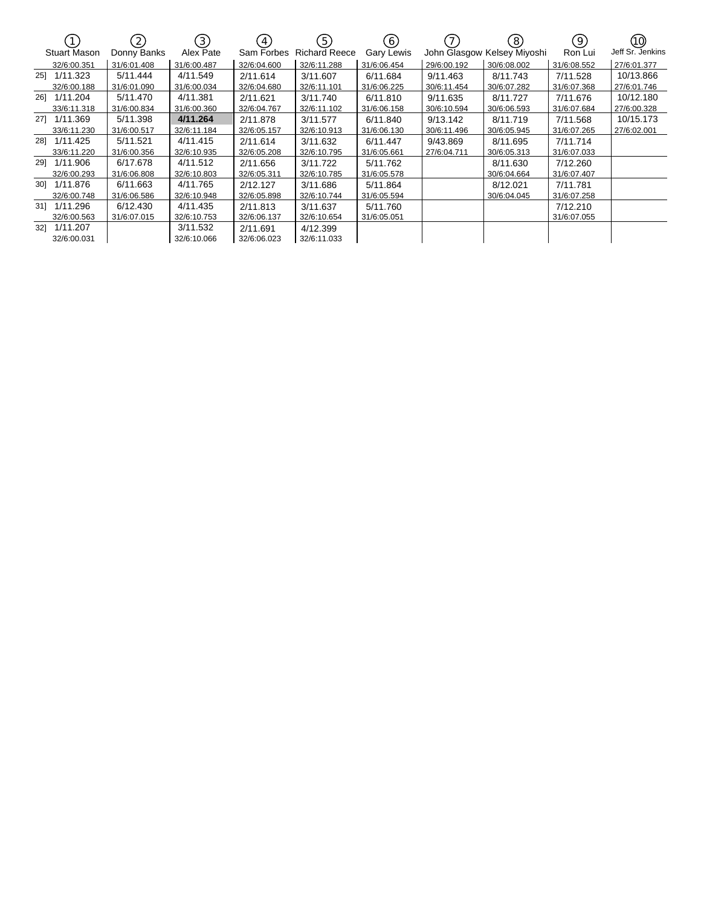| | ① Stuart Mason | ② Donny Banks | ③ Alex Pate | ④ Sam Forbes | ⑤ Richard Reece | ⑥ Gary Lewis | ⑦ John Glasgow | ⑧ Kelsey Miyoshi | ⑨ Ron Lui | ⑩ Jeff Sr. Jenkins |
|---|---|---|---|---|---|---|---|---|---|---|
| | 32/6:00.351 | 31/6:01.408 | 31/6:00.487 | 32/6:04.600 | 32/6:11.288 | 31/6:06.454 | 29/6:00.192 | 30/6:08.002 | 31/6:08.552 | 27/6:01.377 |
| 25] | 1/11.323 | 5/11.444 | 4/11.549 | 2/11.614 | 3/11.607 | 6/11.684 | 9/11.463 | 8/11.743 | 7/11.528 | 10/13.866 |
| | 32/6:00.188 | 31/6:01.090 | 31/6:00.034 | 32/6:04.680 | 32/6:11.101 | 31/6:06.225 | 30/6:11.454 | 30/6:07.282 | 31/6:07.368 | 27/6:01.746 |
| 26] | 1/11.204 | 5/11.470 | 4/11.381 | 2/11.621 | 3/11.740 | 6/11.810 | 9/11.635 | 8/11.727 | 7/11.676 | 10/12.180 |
| | 33/6:11.318 | 31/6:00.834 | 31/6:00.360 | 32/6:04.767 | 32/6:11.102 | 31/6:06.158 | 30/6:10.594 | 30/6:06.593 | 31/6:07.684 | 27/6:00.328 |
| 27] | 1/11.369 | 5/11.398 | **4/11.264** | 2/11.878 | 3/11.577 | 6/11.840 | 9/13.142 | 8/11.719 | 7/11.568 | 10/15.173 |
| | 33/6:11.230 | 31/6:00.517 | 32/6:11.184 | 32/6:05.157 | 32/6:10.913 | 31/6:06.130 | 30/6:11.496 | 30/6:05.945 | 31/6:07.265 | 27/6:02.001 |
| 28] | 1/11.425 | 5/11.521 | 4/11.415 | 2/11.614 | 3/11.632 | 6/11.447 | 9/43.869 | 8/11.695 | 7/11.714 | |
| | 33/6:11.220 | 31/6:00.356 | 32/6:10.935 | 32/6:05.208 | 32/6:10.795 | 31/6:05.661 | 27/6:04.711 | 30/6:05.313 | 31/6:07.033 | |
| 29] | 1/11.906 | 6/17.678 | 4/11.512 | 2/11.656 | 3/11.722 | 5/11.762 | | 8/11.630 | 7/12.260 | |
| | 32/6:00.293 | 31/6:06.808 | 32/6:10.803 | 32/6:05.311 | 32/6:10.785 | 31/6:05.578 | | 30/6:04.664 | 31/6:07.407 | |
| 30] | 1/11.876 | 6/11.663 | 4/11.765 | 2/12.127 | 3/11.686 | 5/11.864 | | 8/12.021 | 7/11.781 | |
| | 32/6:00.748 | 31/6:06.586 | 32/6:10.948 | 32/6:05.898 | 32/6:10.744 | 31/6:05.594 | | 30/6:04.045 | 31/6:07.258 | |
| 31] | 1/11.296 | 6/12.430 | 4/11.435 | 2/11.813 | 3/11.637 | 5/11.760 | | | 7/12.210 | |
| | 32/6:00.563 | 31/6:07.015 | 32/6:10.753 | 32/6:06.137 | 32/6:10.654 | 31/6:05.051 | | | 31/6:07.055 | |
| 32] | 1/11.207 | | 3/11.532 | 2/11.691 | 4/12.399 | | | | | |
| | 32/6:00.031 | | 32/6:10.066 | 32/6:06.023 | 32/6:11.033 | | | | | |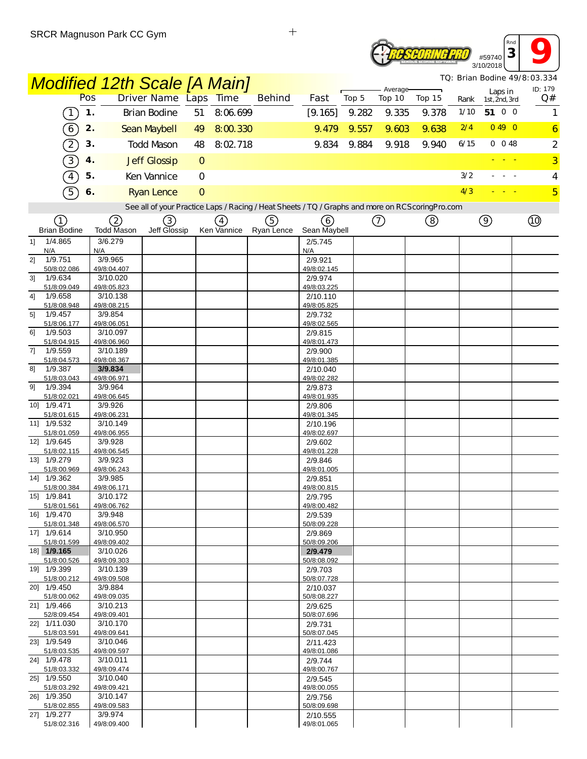SRCR Magnuson Park CC Gym

#59740 Rnd 3 9
3/10/2018

TQ: Brian Bodine 49/8:03.334

# Modified 12th Scale [A Main]

ID: 179

| Car | Pos | Driver Name | Laps | Time | Behind | Fast | Top 5 | Top 10 | Top 15 | Rank | Laps in 1st, 2nd, 3rd | Q# |
|---|---|---|---|---|---|---|---|---|---|---|---|---|
| 1 | 1. | Brian Bodine | 51 | 8:06.699 | | [9.165] | 9.282 | 9.335 | 9.378 | 1/10 | 51 0 0 | 1 |
| 6 | 2. | Sean Maybell | 49 | 8:00.330 | | 9.479 | 9.557 | 9.603 | 9.638 | 2/4 | 0 49 0 | 6 |
| 2 | 3. | Todd Mason | 48 | 8:02.718 | | 9.834 | 9.884 | 9.918 | 9.940 | 6/15 | 0 0 48 | 2 |
| 3 | 4. | Jeff Glossip | 0 | | | | | | | | - - - | 3 |
| 4 | 5. | Ken Vannice | 0 | | | | | | | 3/2 | - - - | 4 |
| 5 | 6. | Ryan Lence | 0 | | | | | | | 4/3 | - - - | 5 |

See all of your Practice Laps / Racing / Heat Sheets / TQ / Graphs and more on RCScoringPro.com

| Lap | 1 Brian Bodine | 2 Todd Mason | 3 Jeff Glossip | 4 Ken Vannice | 5 Ryan Lence | 6 Sean Maybell | 7 | 8 | 9 | 10 |
|---|---|---|---|---|---|---|---|---|---|---|
| 1] | 1/4.865 N/A | 3/6.279 N/A | | | | 2/5.745 N/A | | | | |
| 2] | 1/9.751 50/8:02.086 | 3/9.965 49/8:04.407 | | | | 2/9.921 49/8:02.145 | | | | |
| 3] | 1/9.634 51/8:09.049 | 3/10.020 49/8:05.823 | | | | 2/9.974 49/8:03.225 | | | | |
| 4] | 1/9.658 51/8:08.948 | 3/10.138 49/8:08.215 | | | | 2/10.110 49/8:05.825 | | | | |
| 5] | 1/9.457 51/8:06.177 | 3/9.854 49/8:06.051 | | | | 2/9.732 49/8:02.565 | | | | |
| 6] | 1/9.503 51/8:04.915 | 3/10.097 49/8:06.960 | | | | 2/9.815 49/8:01.473 | | | | |
| 7] | 1/9.559 51/8:04.573 | 3/10.189 49/8:08.367 | | | | 2/9.900 49/8:01.385 | | | | |
| 8] | 1/9.387 51/8:03.043 | **3/9.834** 49/8:06.971 | | | | 2/10.040 49/8:02.282 | | | | |
| 9] | 1/9.394 51/8:02.021 | 3/9.964 49/8:06.645 | | | | 2/9.873 49/8:01.935 | | | | |
| 10] | 1/9.471 51/8:01.615 | 3/9.926 49/8:06.231 | | | | 2/9.806 49/8:01.345 | | | | |
| 11] | 1/9.532 51/8:01.059 | 3/10.149 49/8:06.955 | | | | 2/10.196 49/8:02.697 | | | | |
| 12] | 1/9.645 51/8:02.115 | 3/9.928 49/8:06.545 | | | | 2/9.602 49/8:01.228 | | | | |
| 13] | 1/9.279 51/8:00.969 | 3/9.923 49/8:06.243 | | | | 2/9.846 49/8:01.005 | | | | |
| 14] | 1/9.362 51/8:00.384 | 3/9.985 49/8:06.171 | | | | 2/9.851 49/8:00.815 | | | | |
| 15] | 1/9.841 51/8:01.561 | 3/10.172 49/8:06.762 | | | | 2/9.795 49/8:00.482 | | | | |
| 16] | 1/9.470 51/8:01.348 | 3/9.948 49/8:06.570 | | | | 2/9.539 50/8:09.228 | | | | |
| 17] | 1/9.614 51/8:01.599 | 3/10.950 49/8:09.402 | | | | 2/9.869 50/8:09.206 | | | | |
| 18] | **1/9.165** 51/8:00.526 | 3/10.026 49/8:09.303 | | | | **2/9.479** 50/8:08.092 | | | | |
| 19] | 1/9.399 51/8:00.212 | 3/10.139 49/8:09.508 | | | | 2/9.703 50/8:07.728 | | | | |
| 20] | 1/9.450 51/8:00.062 | 3/9.884 49/8:09.035 | | | | 2/10.037 50/8:08.227 | | | | |
| 21] | 1/9.466 52/8:09.454 | 3/10.213 49/8:09.401 | | | | 2/9.625 50/8:07.696 | | | | |
| 22] | 1/11.030 51/8:03.591 | 3/10.170 49/8:09.641 | | | | 2/9.731 50/8:07.045 | | | | |
| 23] | 1/9.549 51/8:03.535 | 3/10.046 49/8:09.597 | | | | 2/11.423 49/8:01.086 | | | | |
| 24] | 1/9.478 51/8:03.332 | 3/10.011 49/8:09.474 | | | | 2/9.744 49/8:00.767 | | | | |
| 25] | 1/9.550 51/8:03.292 | 3/10.040 49/8:09.421 | | | | 2/9.545 49/8:00.055 | | | | |
| 26] | 1/9.350 51/8:02.855 | 3/10.147 49/8:09.583 | | | | 2/9.756 50/8:09.698 | | | | |
| 27] | 1/9.277 51/8:02.316 | 3/9.974 49/8:09.400 | | | | 2/10.555 49/8:01.065 | | | | |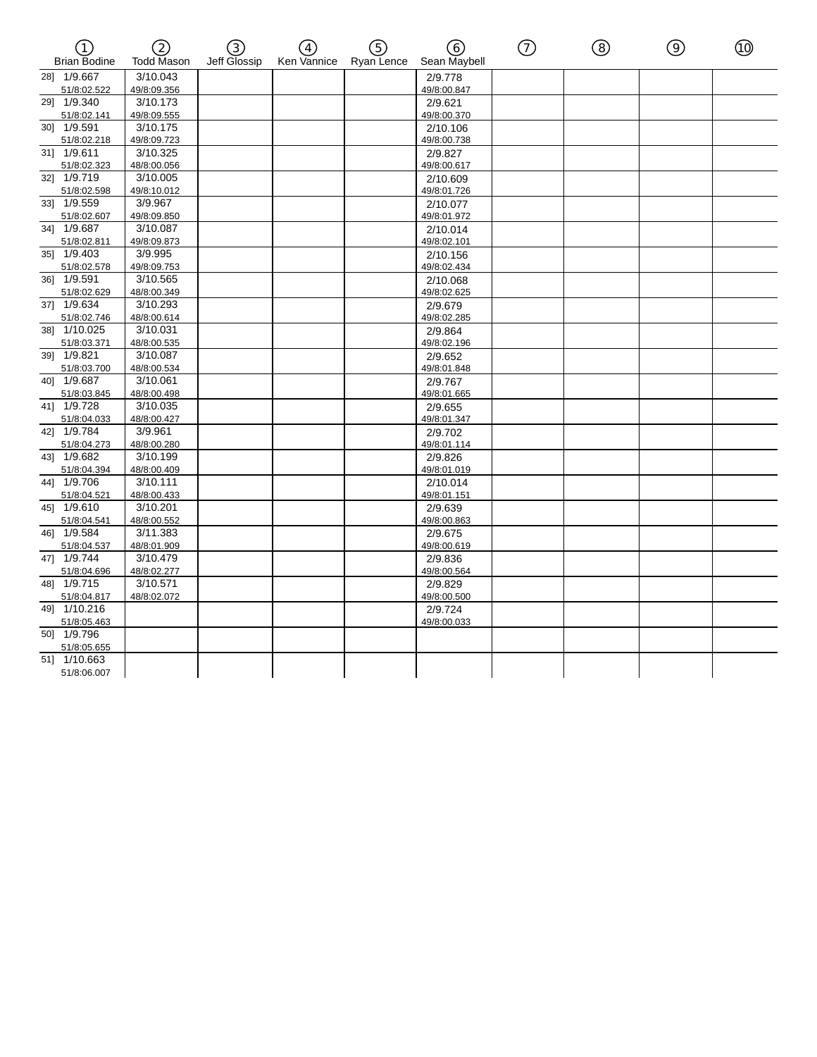| ① Brian Bodine | ② Todd Mason | ③ Jeff Glossip | ④ Ken Vannice | ⑤ Ryan Lence | ⑥ Sean Maybell | ⑦ | ⑧ | ⑨ | ⑩ |
|---|---|---|---|---|---|---|---|---|---|
| 28] 1/9.667 51/8:02.522 | 3/10.043 49/8:09.356 | | | | 2/9.778 49/8:00.847 | | | | |
| 29] 1/9.340 51/8:02.141 | 3/10.173 49/8:09.555 | | | | 2/9.621 49/8:00.370 | | | | |
| 30] 1/9.591 51/8:02.218 | 3/10.175 49/8:09.723 | | | | 2/10.106 49/8:00.738 | | | | |
| 31] 1/9.611 51/8:02.323 | 3/10.325 48/8:00.056 | | | | 2/9.827 49/8:00.617 | | | | |
| 32] 1/9.719 51/8:02.598 | 3/10.005 49/8:10.012 | | | | 2/10.609 49/8:01.726 | | | | |
| 33] 1/9.559 51/8:02.607 | 3/9.967 49/8:09.850 | | | | 2/10.077 49/8:01.972 | | | | |
| 34] 1/9.687 51/8:02.811 | 3/10.087 49/8:09.873 | | | | 2/10.014 49/8:02.101 | | | | |
| 35] 1/9.403 51/8:02.578 | 3/9.995 49/8:09.753 | | | | 2/10.156 49/8:02.434 | | | | |
| 36] 1/9.591 51/8:02.629 | 3/10.565 48/8:00.349 | | | | 2/10.068 49/8:02.625 | | | | |
| 37] 1/9.634 51/8:02.746 | 3/10.293 48/8:00.614 | | | | 2/9.679 49/8:02.285 | | | | |
| 38] 1/10.025 51/8:03.371 | 3/10.031 48/8:00.535 | | | | 2/9.864 49/8:02.196 | | | | |
| 39] 1/9.821 51/8:03.700 | 3/10.087 48/8:00.534 | | | | 2/9.652 49/8:01.848 | | | | |
| 40] 1/9.687 51/8:03.845 | 3/10.061 48/8:00.498 | | | | 2/9.767 49/8:01.665 | | | | |
| 41] 1/9.728 51/8:04.033 | 3/10.035 48/8:00.427 | | | | 2/9.655 49/8:01.347 | | | | |
| 42] 1/9.784 51/8:04.273 | 3/9.961 48/8:00.280 | | | | 2/9.702 49/8:01.114 | | | | |
| 43] 1/9.682 51/8:04.394 | 3/10.199 48/8:00.409 | | | | 2/9.826 49/8:01.019 | | | | |
| 44] 1/9.706 51/8:04.521 | 3/10.111 48/8:00.433 | | | | 2/10.014 49/8:01.151 | | | | |
| 45] 1/9.610 51/8:04.541 | 3/10.201 48/8:00.552 | | | | 2/9.639 49/8:00.863 | | | | |
| 46] 1/9.584 51/8:04.537 | 3/11.383 48/8:01.909 | | | | 2/9.675 49/8:00.619 | | | | |
| 47] 1/9.744 51/8:04.696 | 3/10.479 48/8:02.277 | | | | 2/9.836 49/8:00.564 | | | | |
| 48] 1/9.715 51/8:04.817 | 3/10.571 48/8:02.072 | | | | 2/9.829 49/8:00.500 | | | | |
| 49] 1/10.216 51/8:05.463 | | | | | 2/9.724 49/8:00.033 | | | | |
| 50] 1/9.796 51/8:05.655 | | | | | | | | | |
| 51] 1/10.663 51/8:06.007 | | | | | | | | | |